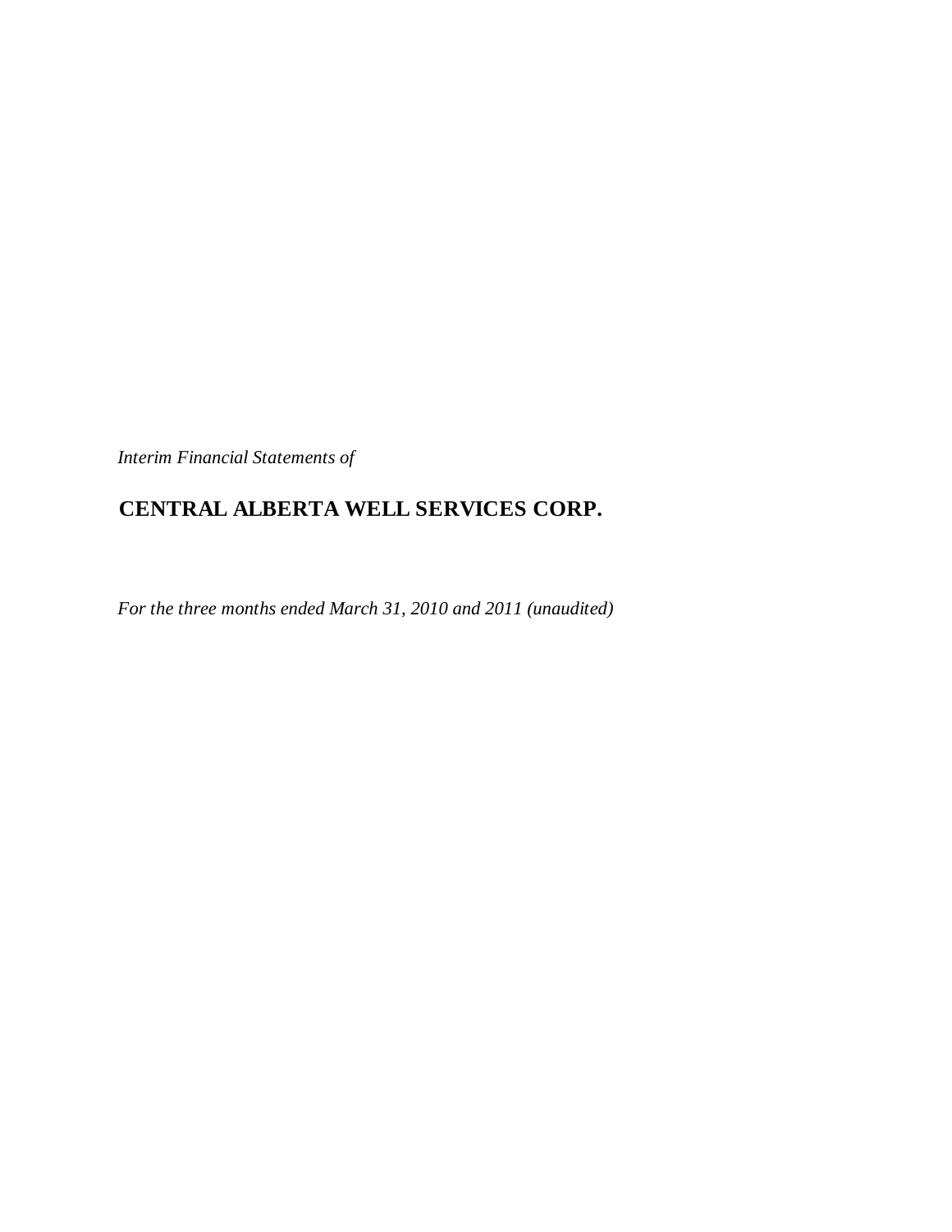*Interim Financial Statements of*

# CENTRAL ALBERTA WELL SERVICES CORP.

*For the three months ended March 31, 2010 and 2011 (unaudited)*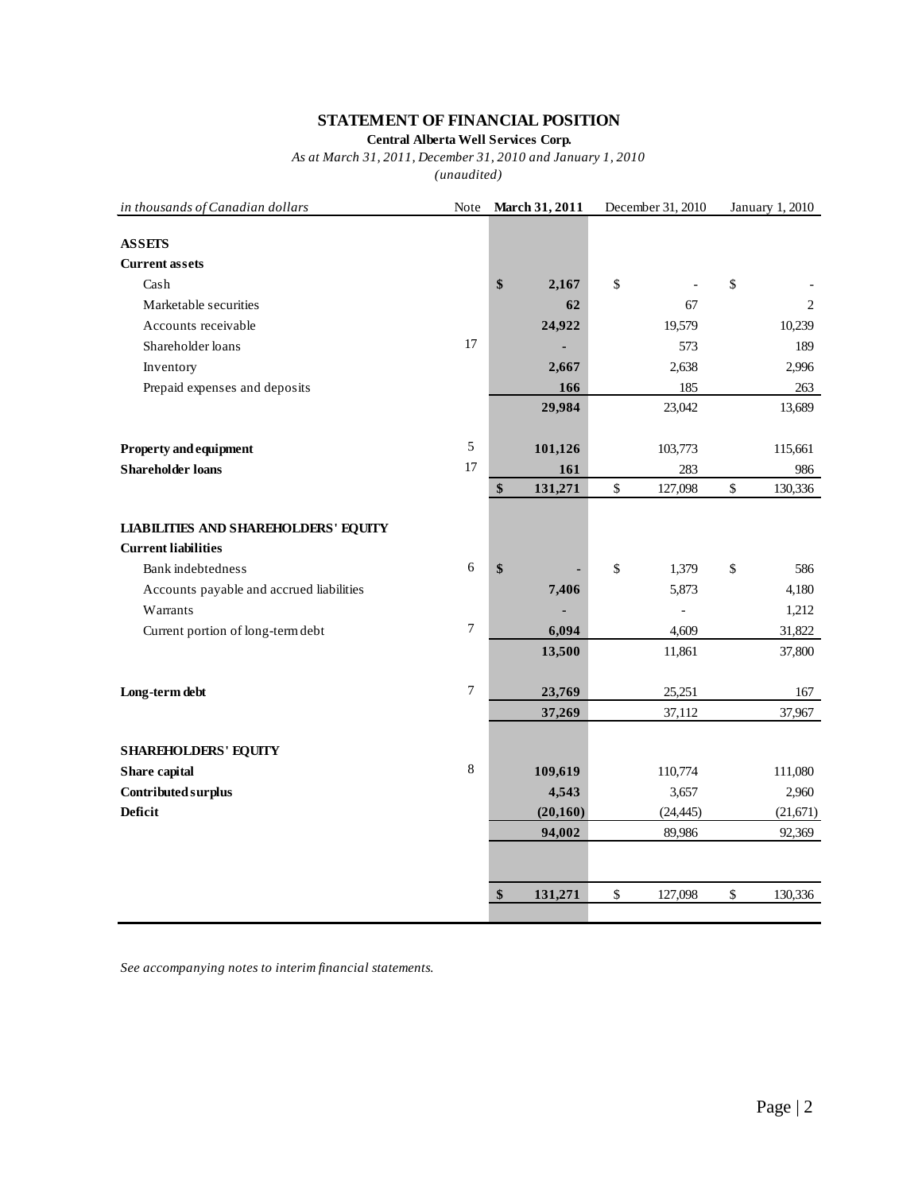# STATEMENT OF FINANCIAL POSITION

**Central Alberta Well Services Corp.**

*As at March 31, 2011, December 31, 2010 and January 1, 2010*

*(unaudited)*

| *in thousands of Canadian dollars* | Note | **March 31, 2011** | December 31, 2010 | January 1, 2010 |
|---|---|---|---|---|
| **ASSETS** | | | | |
| **Current assets** | | | | |
| Cash | | **$ 2,167** | $ - | $ - |
| Marketable securities | | **62** | 67 | 2 |
| Accounts receivable | | **24,922** | 19,579 | 10,239 |
| Shareholder loans | 17 | **-** | 573 | 189 |
| Inventory | | **2,667** | 2,638 | 2,996 |
| Prepaid expenses and deposits | | **166** | 185 | 263 |
| | | **29,984** | 23,042 | 13,689 |
| **Property and equipment** | 5 | **101,126** | 103,773 | 115,661 |
| **Shareholder loans** | 17 | **161** | 283 | 986 |
| | | **$ 131,271** | $ 127,098 | $ 130,336 |
| **LIABILITIES AND SHAREHOLDERS' EQUITY** | | | | |
| **Current liabilities** | | | | |
| Bank indebtedness | 6 | **$ -** | $ 1,379 | $ 586 |
| Accounts payable and accrued liabilities | | **7,406** | 5,873 | 4,180 |
| Warrants | | **-** | - | 1,212 |
| Current portion of long-term debt | 7 | **6,094** | 4,609 | 31,822 |
| | | **13,500** | 11,861 | 37,800 |
| **Long-term debt** | 7 | **23,769** | 25,251 | 167 |
| | | **37,269** | 37,112 | 37,967 |
| **SHAREHOLDERS' EQUITY** | | | | |
| **Share capital** | 8 | **109,619** | 110,774 | 111,080 |
| **Contributed surplus** | | **4,543** | 3,657 | 2,960 |
| **Deficit** | | **(20,160)** | (24,445) | (21,671) |
| | | **94,002** | 89,986 | 92,369 |
| | | **$ 131,271** | $ 127,098 | $ 130,336 |

*See accompanying notes to interim financial statements.*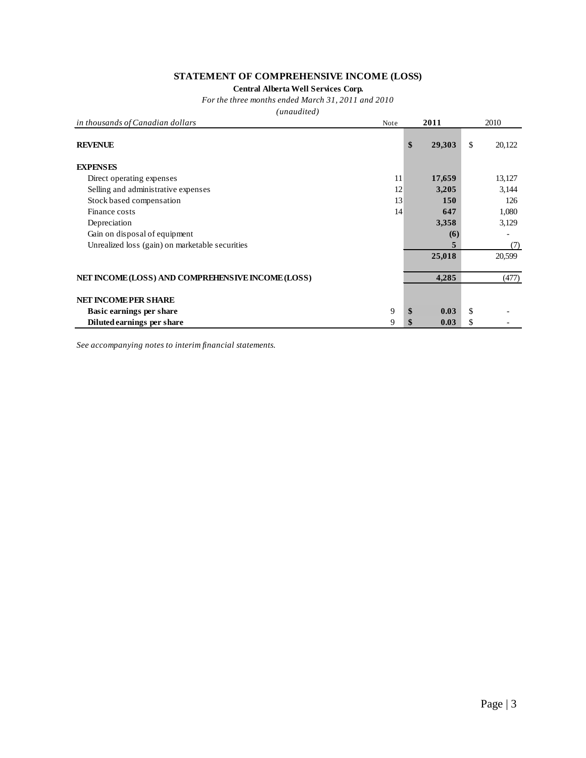# STATEMENT OF COMPREHENSIVE INCOME (LOSS)

**Central Alberta Well Services Corp.**

*For the three months ended March 31, 2011 and 2010*

*(unaudited)*

| *in thousands of Canadian dollars* | Note | 2011 | 2010 |
|---|---|---|---|
| **REVENUE** | | **$ 29,303** | $ 20,122 |
| **EXPENSES** | | | |
| Direct operating expenses | 11 | **17,659** | 13,127 |
| Selling and administrative expenses | 12 | **3,205** | 3,144 |
| Stock based compensation | 13 | **150** | 126 |
| Finance costs | 14 | **647** | 1,080 |
| Depreciation | | **3,358** | 3,129 |
| Gain on disposal of equipment | | **(6)** | - |
| Unrealized loss (gain) on marketable securities | | **5** | (7) |
| | | **25,018** | 20,599 |
| **NET INCOME (LOSS) AND COMPREHENSIVE INCOME (LOSS)** | | **4,285** | (477) |
| **NET INCOME PER SHARE** | | | |
| **Basic earnings per share** | 9 | **$ 0.03** | $ - |
| **Diluted earnings per share** | 9 | **$ 0.03** | $ - |

*See accompanying notes to interim financial statements.*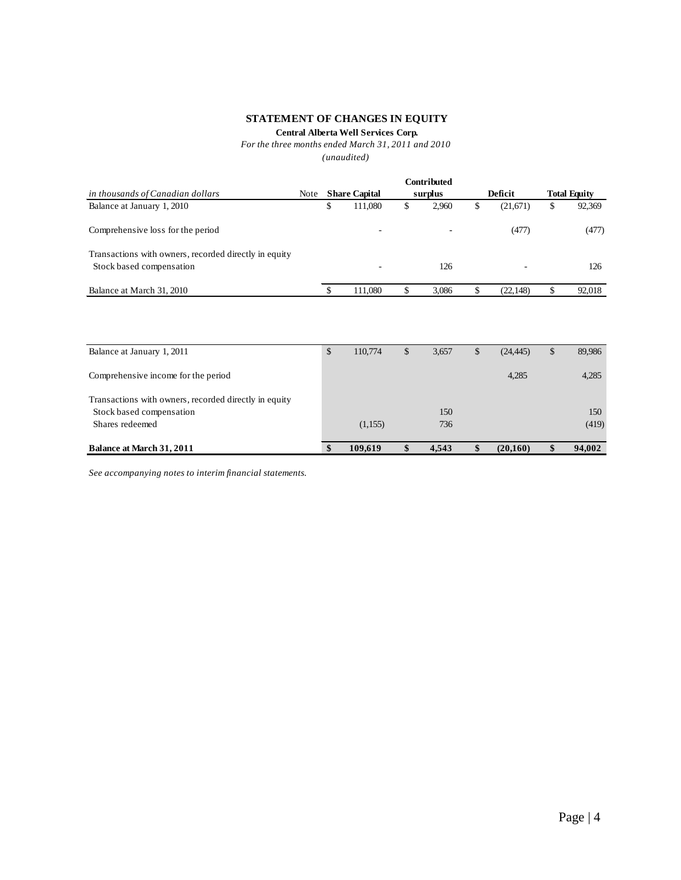# STATEMENT OF CHANGES IN EQUITY

**Central Alberta Well Services Corp.**

*For the three months ended March 31, 2011 and 2010*

*(unaudited)*

| *in thousands of Canadian dollars* | Note | Share Capital | Contributed surplus | Deficit | Total Equity |
|---|---|---|---|---|---|
| Balance at January 1, 2010 | | $ 111,080 | $ 2,960 | $ (21,671) | $ 92,369 |
| Comprehensive loss for the period | | - | - | (477) | (477) |
| Transactions with owners, recorded directly in equity | | | | | |
| Stock based compensation | | - | 126 | - | 126 |
| Balance at March 31, 2010 | | $ 111,080 | $ 3,086 | $ (22,148) | $ 92,018 |
| | | | | | |
| Balance at January 1, 2011 | | $ 110,774 | $ 3,657 | $ (24,445) | $ 89,986 |
| Comprehensive income for the period | | | | 4,285 | 4,285 |
| Transactions with owners, recorded directly in equity | | | | | |
| Stock based compensation | | | 150 | | 150 |
| Shares redeemed | | (1,155) | 736 | | (419) |
| **Balance at March 31, 2011** | | **$ 109,619** | **$ 4,543** | **$ (20,160)** | **$ 94,002** |

*See accompanying notes to interim financial statements.*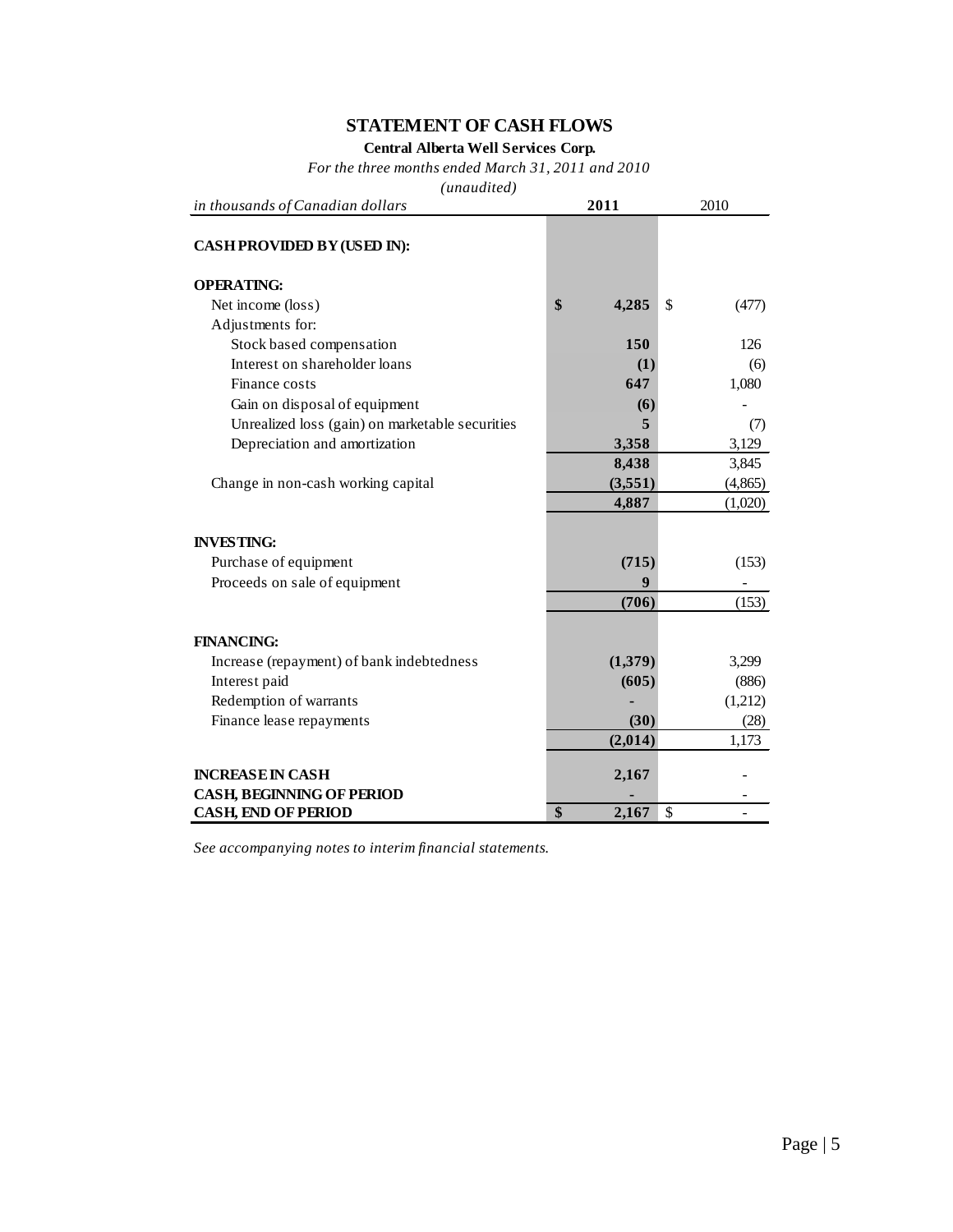# STATEMENT OF CASH FLOWS

**Central Alberta Well Services Corp.**

*For the three months ended March 31, 2011 and 2010*

*(unaudited)*

| *in thousands of Canadian dollars* | **2011** | 2010 |
|---|---|---|
| **CASH PROVIDED BY (USED IN):** | | |
| **OPERATING:** | | |
| Net income (loss) | **$ 4,285** | $ (477) |
| Adjustments for: | | |
| Stock based compensation | **150** | 126 |
| Interest on shareholder loans | **(1)** | (6) |
| Finance costs | **647** | 1,080 |
| Gain on disposal of equipment | **(6)** | - |
| Unrealized loss (gain) on marketable securities | **5** | (7) |
| Depreciation and amortization | **3,358** | 3,129 |
| | **8,438** | 3,845 |
| Change in non-cash working capital | **(3,551)** | (4,865) |
| | **4,887** | (1,020) |
| **INVESTING:** | | |
| Purchase of equipment | **(715)** | (153) |
| Proceeds on sale of equipment | **9** | - |
| | **(706)** | (153) |
| **FINANCING:** | | |
| Increase (repayment) of bank indebtedness | **(1,379)** | 3,299 |
| Interest paid | **(605)** | (886) |
| Redemption of warrants | **-** | (1,212) |
| Finance lease repayments | **(30)** | (28) |
| | **(2,014)** | 1,173 |
| **INCREASE IN CASH** | **2,167** | - |
| **CASH, BEGINNING OF PERIOD** | **-** | - |
| **CASH, END OF PERIOD** | **$ 2,167** | $ - |

*See accompanying notes to interim financial statements.*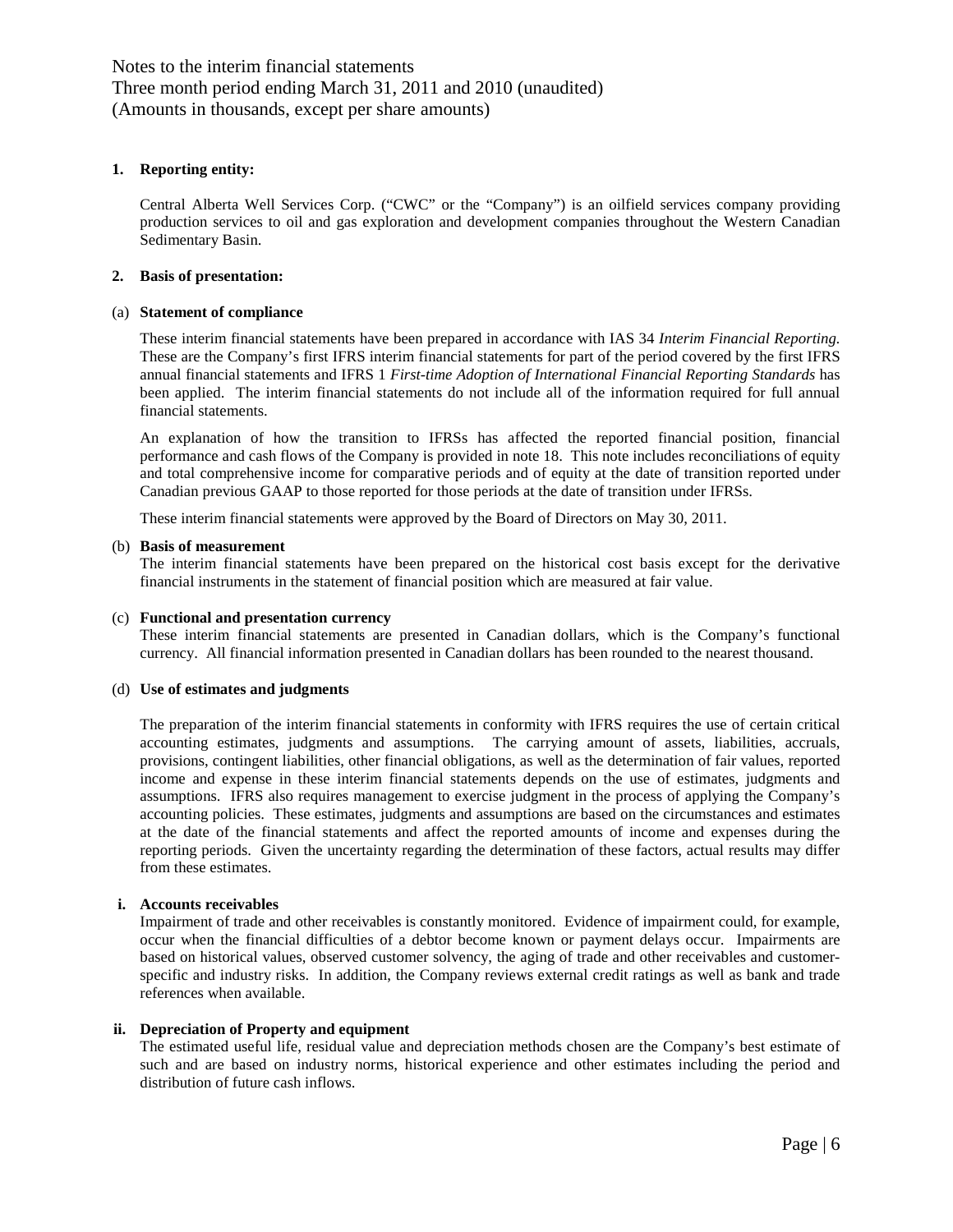Notes to the interim financial statements
Three month period ending March 31, 2011 and 2010 (unaudited)
(Amounts in thousands, except per share amounts)

**1. Reporting entity:**

Central Alberta Well Services Corp. ("CWC" or the "Company") is an oilfield services company providing production services to oil and gas exploration and development companies throughout the Western Canadian Sedimentary Basin.

**2. Basis of presentation:**

(a) **Statement of compliance**

These interim financial statements have been prepared in accordance with IAS 34 *Interim Financial Reporting.* These are the Company's first IFRS interim financial statements for part of the period covered by the first IFRS annual financial statements and IFRS 1 *First-time Adoption of International Financial Reporting Standards* has been applied. The interim financial statements do not include all of the information required for full annual financial statements.

An explanation of how the transition to IFRSs has affected the reported financial position, financial performance and cash flows of the Company is provided in note 18. This note includes reconciliations of equity and total comprehensive income for comparative periods and of equity at the date of transition reported under Canadian previous GAAP to those reported for those periods at the date of transition under IFRSs.

These interim financial statements were approved by the Board of Directors on May 30, 2011.

(b) **Basis of measurement**

The interim financial statements have been prepared on the historical cost basis except for the derivative financial instruments in the statement of financial position which are measured at fair value.

(c) **Functional and presentation currency**

These interim financial statements are presented in Canadian dollars, which is the Company's functional currency. All financial information presented in Canadian dollars has been rounded to the nearest thousand.

(d) **Use of estimates and judgments**

The preparation of the interim financial statements in conformity with IFRS requires the use of certain critical accounting estimates, judgments and assumptions. The carrying amount of assets, liabilities, accruals, provisions, contingent liabilities, other financial obligations, as well as the determination of fair values, reported income and expense in these interim financial statements depends on the use of estimates, judgments and assumptions. IFRS also requires management to exercise judgment in the process of applying the Company's accounting policies. These estimates, judgments and assumptions are based on the circumstances and estimates at the date of the financial statements and affect the reported amounts of income and expenses during the reporting periods. Given the uncertainty regarding the determination of these factors, actual results may differ from these estimates.

**i. Accounts receivables**

Impairment of trade and other receivables is constantly monitored. Evidence of impairment could, for example, occur when the financial difficulties of a debtor become known or payment delays occur. Impairments are based on historical values, observed customer solvency, the aging of trade and other receivables and customer-specific and industry risks. In addition, the Company reviews external credit ratings as well as bank and trade references when available.

**ii. Depreciation of Property and equipment**

The estimated useful life, residual value and depreciation methods chosen are the Company's best estimate of such and are based on industry norms, historical experience and other estimates including the period and distribution of future cash inflows.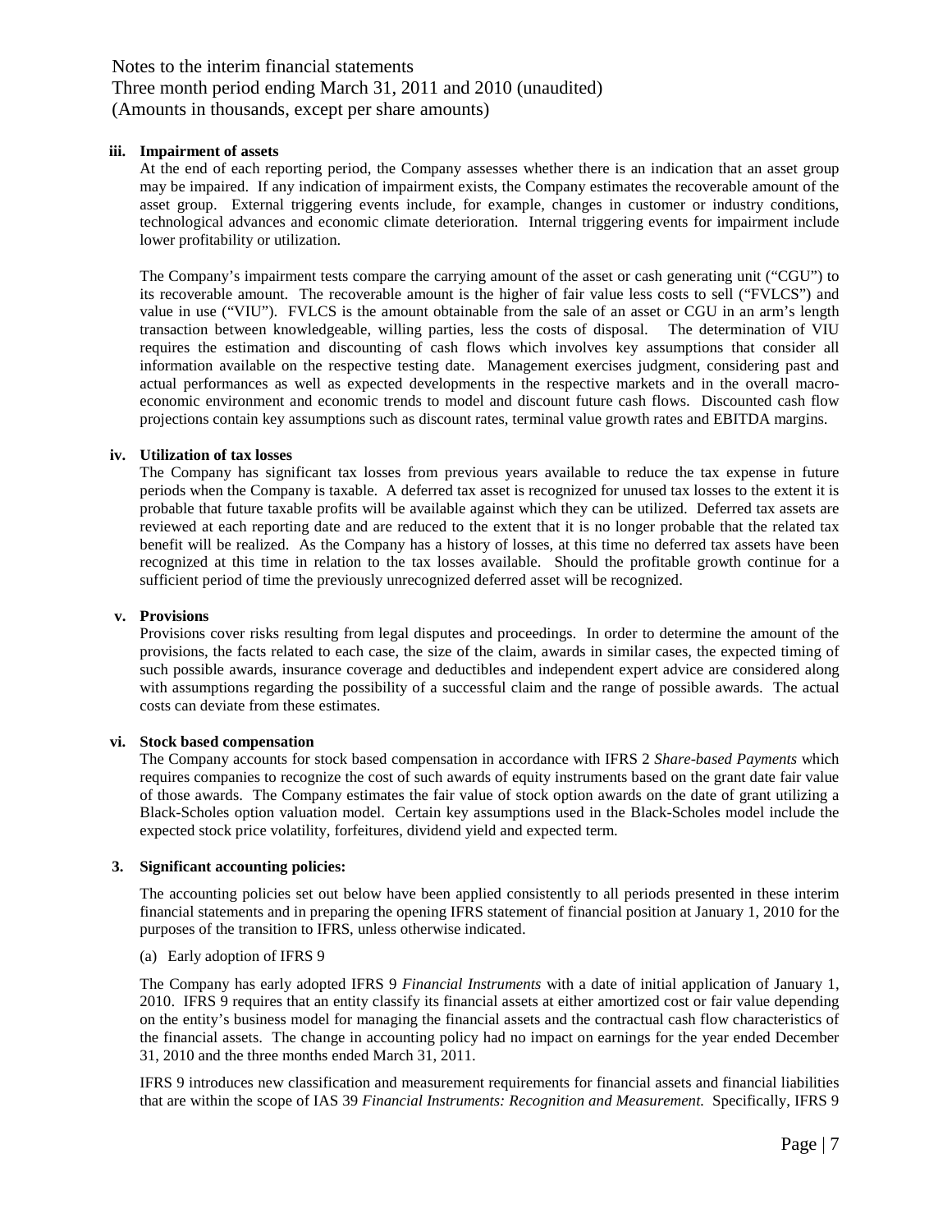**iii. Impairment of assets**

At the end of each reporting period, the Company assesses whether there is an indication that an asset group may be impaired. If any indication of impairment exists, the Company estimates the recoverable amount of the asset group. External triggering events include, for example, changes in customer or industry conditions, technological advances and economic climate deterioration. Internal triggering events for impairment include lower profitability or utilization.

The Company's impairment tests compare the carrying amount of the asset or cash generating unit ("CGU") to its recoverable amount. The recoverable amount is the higher of fair value less costs to sell ("FVLCS") and value in use ("VIU"). FVLCS is the amount obtainable from the sale of an asset or CGU in an arm's length transaction between knowledgeable, willing parties, less the costs of disposal. The determination of VIU requires the estimation and discounting of cash flows which involves key assumptions that consider all information available on the respective testing date. Management exercises judgment, considering past and actual performances as well as expected developments in the respective markets and in the overall macro-economic environment and economic trends to model and discount future cash flows. Discounted cash flow projections contain key assumptions such as discount rates, terminal value growth rates and EBITDA margins.

**iv. Utilization of tax losses**

The Company has significant tax losses from previous years available to reduce the tax expense in future periods when the Company is taxable. A deferred tax asset is recognized for unused tax losses to the extent it is probable that future taxable profits will be available against which they can be utilized. Deferred tax assets are reviewed at each reporting date and are reduced to the extent that it is no longer probable that the related tax benefit will be realized. As the Company has a history of losses, at this time no deferred tax assets have been recognized at this time in relation to the tax losses available. Should the profitable growth continue for a sufficient period of time the previously unrecognized deferred asset will be recognized.

**v. Provisions**

Provisions cover risks resulting from legal disputes and proceedings. In order to determine the amount of the provisions, the facts related to each case, the size of the claim, awards in similar cases, the expected timing of such possible awards, insurance coverage and deductibles and independent expert advice are considered along with assumptions regarding the possibility of a successful claim and the range of possible awards. The actual costs can deviate from these estimates.

**vi. Stock based compensation**

The Company accounts for stock based compensation in accordance with IFRS 2 *Share-based Payments* which requires companies to recognize the cost of such awards of equity instruments based on the grant date fair value of those awards. The Company estimates the fair value of stock option awards on the date of grant utilizing a Black-Scholes option valuation model. Certain key assumptions used in the Black-Scholes model include the expected stock price volatility, forfeitures, dividend yield and expected term.

**3. Significant accounting policies:**

The accounting policies set out below have been applied consistently to all periods presented in these interim financial statements and in preparing the opening IFRS statement of financial position at January 1, 2010 for the purposes of the transition to IFRS, unless otherwise indicated.

(a) Early adoption of IFRS 9

The Company has early adopted IFRS 9 *Financial Instruments* with a date of initial application of January 1, 2010. IFRS 9 requires that an entity classify its financial assets at either amortized cost or fair value depending on the entity's business model for managing the financial assets and the contractual cash flow characteristics of the financial assets. The change in accounting policy had no impact on earnings for the year ended December 31, 2010 and the three months ended March 31, 2011.

IFRS 9 introduces new classification and measurement requirements for financial assets and financial liabilities that are within the scope of IAS 39 *Financial Instruments: Recognition and Measurement.* Specifically, IFRS 9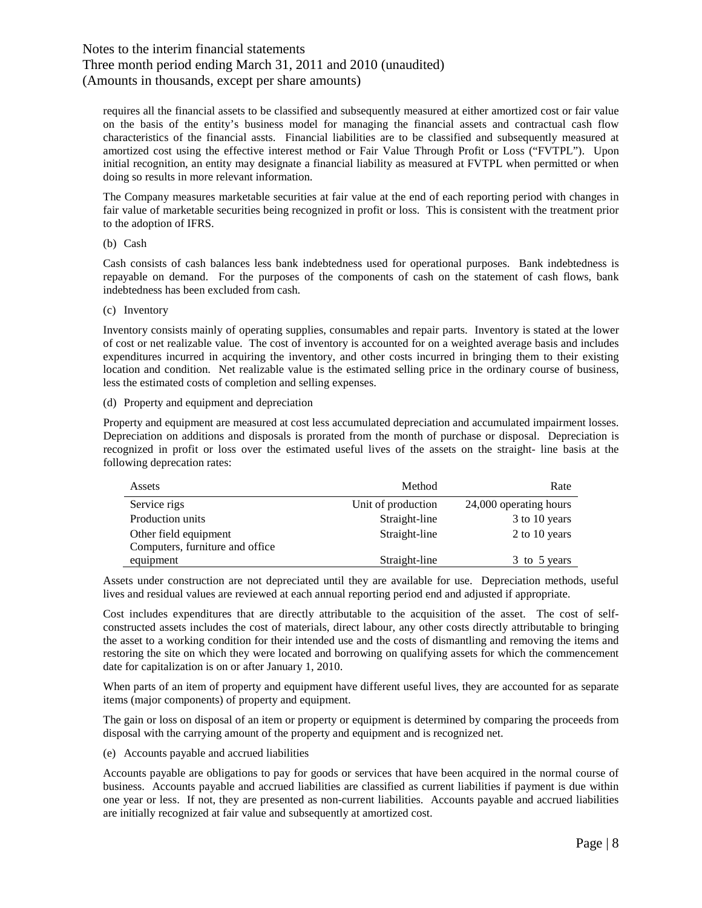requires all the financial assets to be classified and subsequently measured at either amortized cost or fair value on the basis of the entity's business model for managing the financial assets and contractual cash flow characteristics of the financial assts. Financial liabilities are to be classified and subsequently measured at amortized cost using the effective interest method or Fair Value Through Profit or Loss ("FVTPL"). Upon initial recognition, an entity may designate a financial liability as measured at FVTPL when permitted or when doing so results in more relevant information.

The Company measures marketable securities at fair value at the end of each reporting period with changes in fair value of marketable securities being recognized in profit or loss. This is consistent with the treatment prior to the adoption of IFRS.

(b) Cash

Cash consists of cash balances less bank indebtedness used for operational purposes. Bank indebtedness is repayable on demand. For the purposes of the components of cash on the statement of cash flows, bank indebtedness has been excluded from cash.

(c) Inventory

Inventory consists mainly of operating supplies, consumables and repair parts. Inventory is stated at the lower of cost or net realizable value. The cost of inventory is accounted for on a weighted average basis and includes expenditures incurred in acquiring the inventory, and other costs incurred in bringing them to their existing location and condition. Net realizable value is the estimated selling price in the ordinary course of business, less the estimated costs of completion and selling expenses.

(d) Property and equipment and depreciation

Property and equipment are measured at cost less accumulated depreciation and accumulated impairment losses. Depreciation on additions and disposals is prorated from the month of purchase or disposal. Depreciation is recognized in profit or loss over the estimated useful lives of the assets on the straight- line basis at the following deprecation rates:

| Assets | Method | Rate |
|---|---|---|
| Service rigs | Unit of production | 24,000 operating hours |
| Production units | Straight-line | 3 to 10 years |
| Other field equipment | Straight-line | 2 to 10 years |
| Computers, furniture and office equipment | Straight-line | 3 to 5 years |

Assets under construction are not depreciated until they are available for use. Depreciation methods, useful lives and residual values are reviewed at each annual reporting period end and adjusted if appropriate.

Cost includes expenditures that are directly attributable to the acquisition of the asset. The cost of self-constructed assets includes the cost of materials, direct labour, any other costs directly attributable to bringing the asset to a working condition for their intended use and the costs of dismantling and removing the items and restoring the site on which they were located and borrowing on qualifying assets for which the commencement date for capitalization is on or after January 1, 2010.

When parts of an item of property and equipment have different useful lives, they are accounted for as separate items (major components) of property and equipment.

The gain or loss on disposal of an item or property or equipment is determined by comparing the proceeds from disposal with the carrying amount of the property and equipment and is recognized net.

(e) Accounts payable and accrued liabilities

Accounts payable are obligations to pay for goods or services that have been acquired in the normal course of business. Accounts payable and accrued liabilities are classified as current liabilities if payment is due within one year or less. If not, they are presented as non-current liabilities. Accounts payable and accrued liabilities are initially recognized at fair value and subsequently at amortized cost.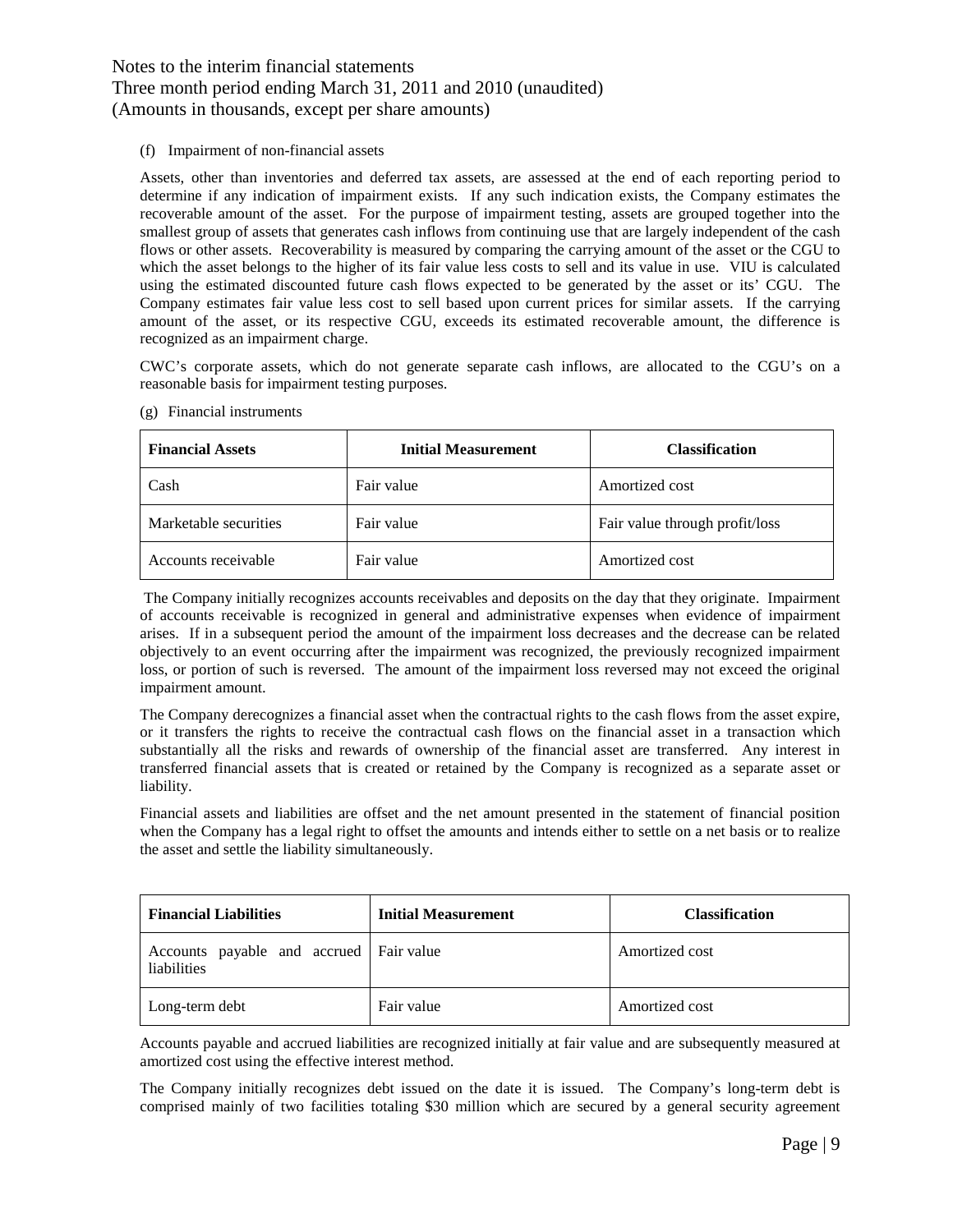(f) Impairment of non-financial assets

Assets, other than inventories and deferred tax assets, are assessed at the end of each reporting period to determine if any indication of impairment exists. If any such indication exists, the Company estimates the recoverable amount of the asset. For the purpose of impairment testing, assets are grouped together into the smallest group of assets that generates cash inflows from continuing use that are largely independent of the cash flows or other assets. Recoverability is measured by comparing the carrying amount of the asset or the CGU to which the asset belongs to the higher of its fair value less costs to sell and its value in use. VIU is calculated using the estimated discounted future cash flows expected to be generated by the asset or its' CGU. The Company estimates fair value less cost to sell based upon current prices for similar assets. If the carrying amount of the asset, or its respective CGU, exceeds its estimated recoverable amount, the difference is recognized as an impairment charge.

CWC's corporate assets, which do not generate separate cash inflows, are allocated to the CGU's on a reasonable basis for impairment testing purposes.

(g) Financial instruments

| Financial Assets | Initial Measurement | Classification |
| --- | --- | --- |
| Cash | Fair value | Amortized cost |
| Marketable securities | Fair value | Fair value through profit/loss |
| Accounts receivable | Fair value | Amortized cost |

The Company initially recognizes accounts receivables and deposits on the day that they originate. Impairment of accounts receivable is recognized in general and administrative expenses when evidence of impairment arises. If in a subsequent period the amount of the impairment loss decreases and the decrease can be related objectively to an event occurring after the impairment was recognized, the previously recognized impairment loss, or portion of such is reversed. The amount of the impairment loss reversed may not exceed the original impairment amount.

The Company derecognizes a financial asset when the contractual rights to the cash flows from the asset expire, or it transfers the rights to receive the contractual cash flows on the financial asset in a transaction which substantially all the risks and rewards of ownership of the financial asset are transferred. Any interest in transferred financial assets that is created or retained by the Company is recognized as a separate asset or liability.

Financial assets and liabilities are offset and the net amount presented in the statement of financial position when the Company has a legal right to offset the amounts and intends either to settle on a net basis or to realize the asset and settle the liability simultaneously.

| Financial Liabilities | Initial Measurement | Classification |
| --- | --- | --- |
| Accounts payable and accrued liabilities | Fair value | Amortized cost |
| Long-term debt | Fair value | Amortized cost |

Accounts payable and accrued liabilities are recognized initially at fair value and are subsequently measured at amortized cost using the effective interest method.

The Company initially recognizes debt issued on the date it is issued. The Company's long-term debt is comprised mainly of two facilities totaling $30 million which are secured by a general security agreement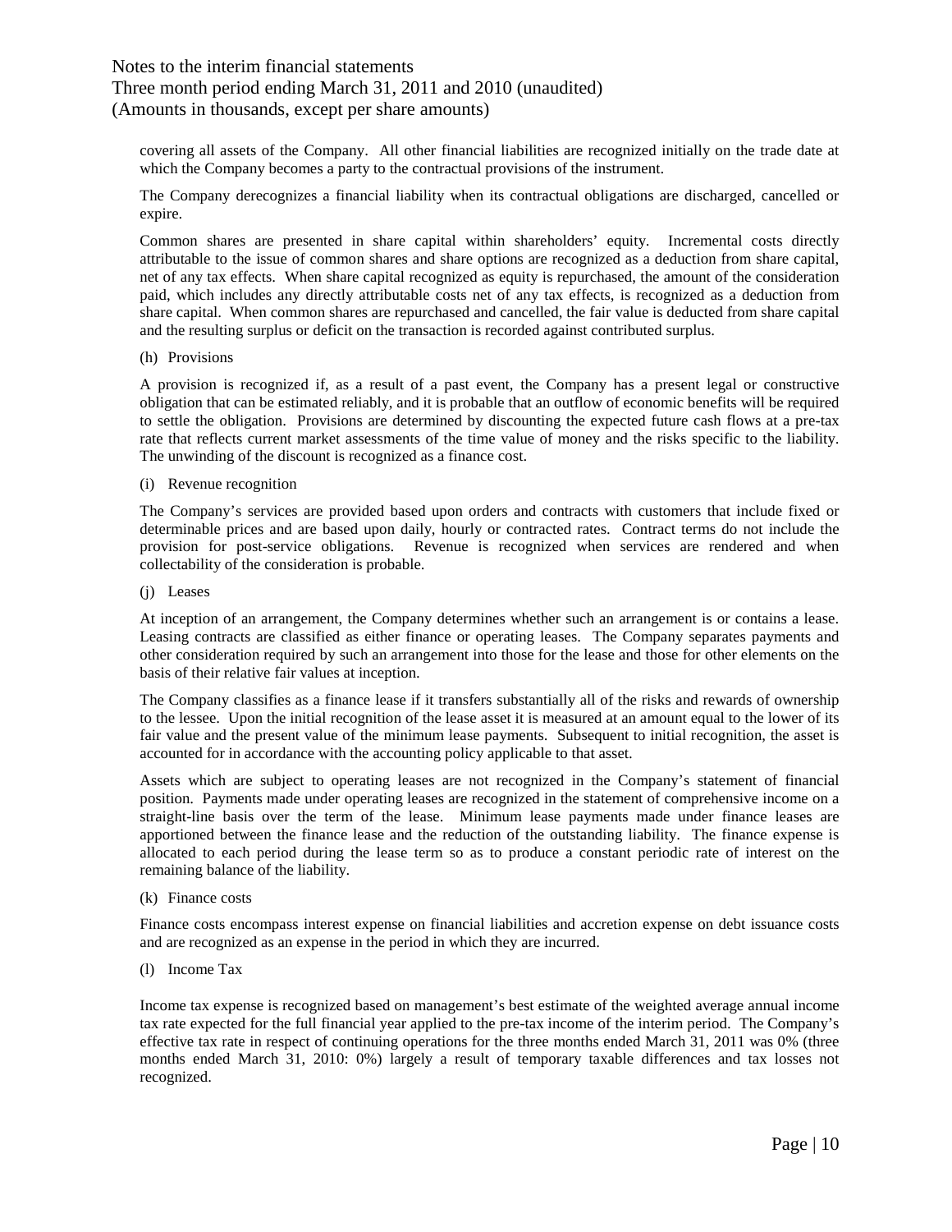covering all assets of the Company. All other financial liabilities are recognized initially on the trade date at which the Company becomes a party to the contractual provisions of the instrument.

The Company derecognizes a financial liability when its contractual obligations are discharged, cancelled or expire.

Common shares are presented in share capital within shareholders' equity. Incremental costs directly attributable to the issue of common shares and share options are recognized as a deduction from share capital, net of any tax effects. When share capital recognized as equity is repurchased, the amount of the consideration paid, which includes any directly attributable costs net of any tax effects, is recognized as a deduction from share capital. When common shares are repurchased and cancelled, the fair value is deducted from share capital and the resulting surplus or deficit on the transaction is recorded against contributed surplus.

(h) Provisions

A provision is recognized if, as a result of a past event, the Company has a present legal or constructive obligation that can be estimated reliably, and it is probable that an outflow of economic benefits will be required to settle the obligation. Provisions are determined by discounting the expected future cash flows at a pre-tax rate that reflects current market assessments of the time value of money and the risks specific to the liability. The unwinding of the discount is recognized as a finance cost.

(i) Revenue recognition

The Company's services are provided based upon orders and contracts with customers that include fixed or determinable prices and are based upon daily, hourly or contracted rates. Contract terms do not include the provision for post-service obligations. Revenue is recognized when services are rendered and when collectability of the consideration is probable.

(j) Leases

At inception of an arrangement, the Company determines whether such an arrangement is or contains a lease. Leasing contracts are classified as either finance or operating leases. The Company separates payments and other consideration required by such an arrangement into those for the lease and those for other elements on the basis of their relative fair values at inception.

The Company classifies as a finance lease if it transfers substantially all of the risks and rewards of ownership to the lessee. Upon the initial recognition of the lease asset it is measured at an amount equal to the lower of its fair value and the present value of the minimum lease payments. Subsequent to initial recognition, the asset is accounted for in accordance with the accounting policy applicable to that asset.

Assets which are subject to operating leases are not recognized in the Company's statement of financial position. Payments made under operating leases are recognized in the statement of comprehensive income on a straight-line basis over the term of the lease. Minimum lease payments made under finance leases are apportioned between the finance lease and the reduction of the outstanding liability. The finance expense is allocated to each period during the lease term so as to produce a constant periodic rate of interest on the remaining balance of the liability.

(k) Finance costs

Finance costs encompass interest expense on financial liabilities and accretion expense on debt issuance costs and are recognized as an expense in the period in which they are incurred.

(l) Income Tax

Income tax expense is recognized based on management's best estimate of the weighted average annual income tax rate expected for the full financial year applied to the pre-tax income of the interim period. The Company's effective tax rate in respect of continuing operations for the three months ended March 31, 2011 was 0% (three months ended March 31, 2010: 0%) largely a result of temporary taxable differences and tax losses not recognized.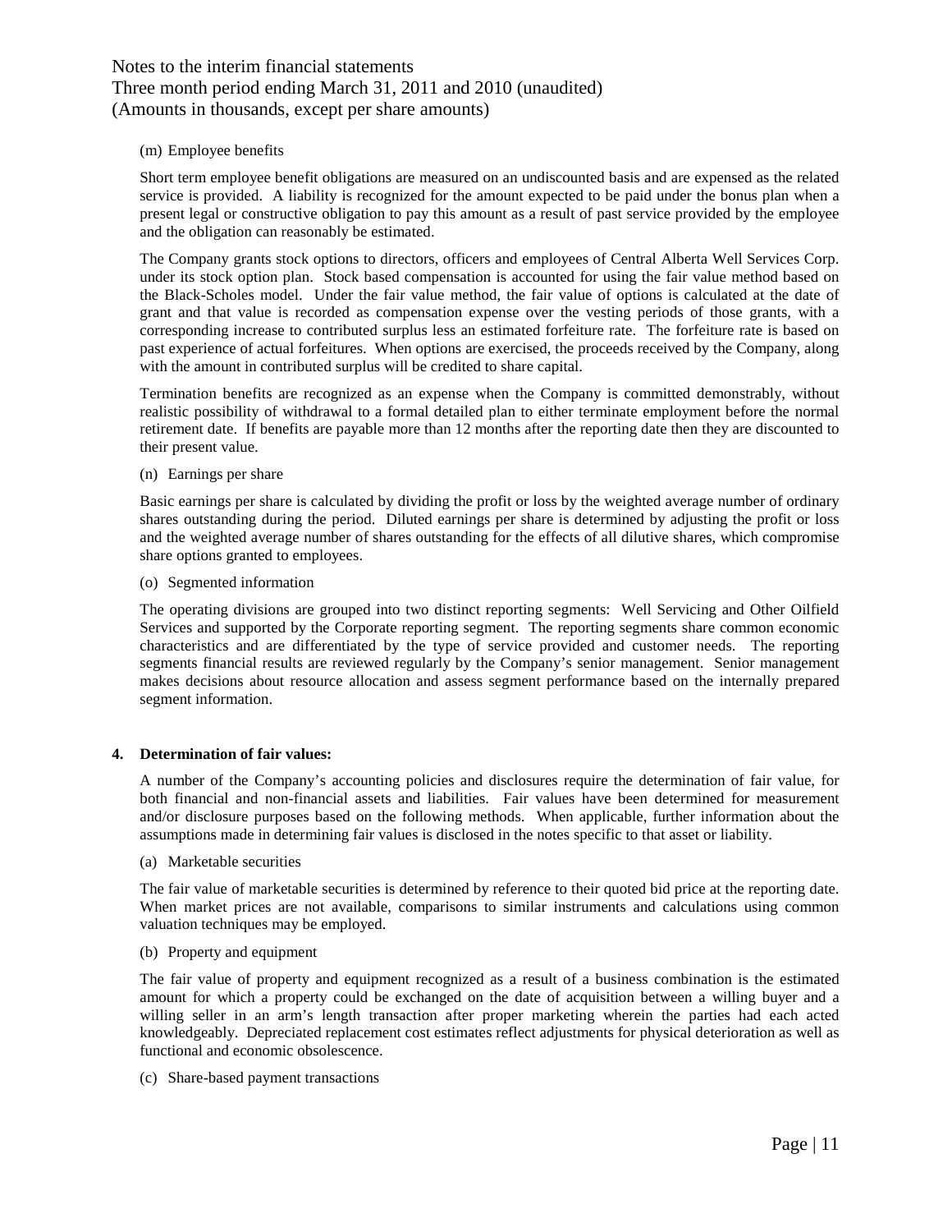(m) Employee benefits

Short term employee benefit obligations are measured on an undiscounted basis and are expensed as the related service is provided. A liability is recognized for the amount expected to be paid under the bonus plan when a present legal or constructive obligation to pay this amount as a result of past service provided by the employee and the obligation can reasonably be estimated.

The Company grants stock options to directors, officers and employees of Central Alberta Well Services Corp. under its stock option plan. Stock based compensation is accounted for using the fair value method based on the Black-Scholes model. Under the fair value method, the fair value of options is calculated at the date of grant and that value is recorded as compensation expense over the vesting periods of those grants, with a corresponding increase to contributed surplus less an estimated forfeiture rate. The forfeiture rate is based on past experience of actual forfeitures. When options are exercised, the proceeds received by the Company, along with the amount in contributed surplus will be credited to share capital.

Termination benefits are recognized as an expense when the Company is committed demonstrably, without realistic possibility of withdrawal to a formal detailed plan to either terminate employment before the normal retirement date. If benefits are payable more than 12 months after the reporting date then they are discounted to their present value.

(n) Earnings per share

Basic earnings per share is calculated by dividing the profit or loss by the weighted average number of ordinary shares outstanding during the period. Diluted earnings per share is determined by adjusting the profit or loss and the weighted average number of shares outstanding for the effects of all dilutive shares, which compromise share options granted to employees.

(o) Segmented information

The operating divisions are grouped into two distinct reporting segments: Well Servicing and Other Oilfield Services and supported by the Corporate reporting segment. The reporting segments share common economic characteristics and are differentiated by the type of service provided and customer needs. The reporting segments financial results are reviewed regularly by the Company's senior management. Senior management makes decisions about resource allocation and assess segment performance based on the internally prepared segment information.

**4. Determination of fair values:**

A number of the Company's accounting policies and disclosures require the determination of fair value, for both financial and non-financial assets and liabilities. Fair values have been determined for measurement and/or disclosure purposes based on the following methods. When applicable, further information about the assumptions made in determining fair values is disclosed in the notes specific to that asset or liability.

(a) Marketable securities

The fair value of marketable securities is determined by reference to their quoted bid price at the reporting date. When market prices are not available, comparisons to similar instruments and calculations using common valuation techniques may be employed.

(b) Property and equipment

The fair value of property and equipment recognized as a result of a business combination is the estimated amount for which a property could be exchanged on the date of acquisition between a willing buyer and a willing seller in an arm's length transaction after proper marketing wherein the parties had each acted knowledgeably. Depreciated replacement cost estimates reflect adjustments for physical deterioration as well as functional and economic obsolescence.

(c) Share-based payment transactions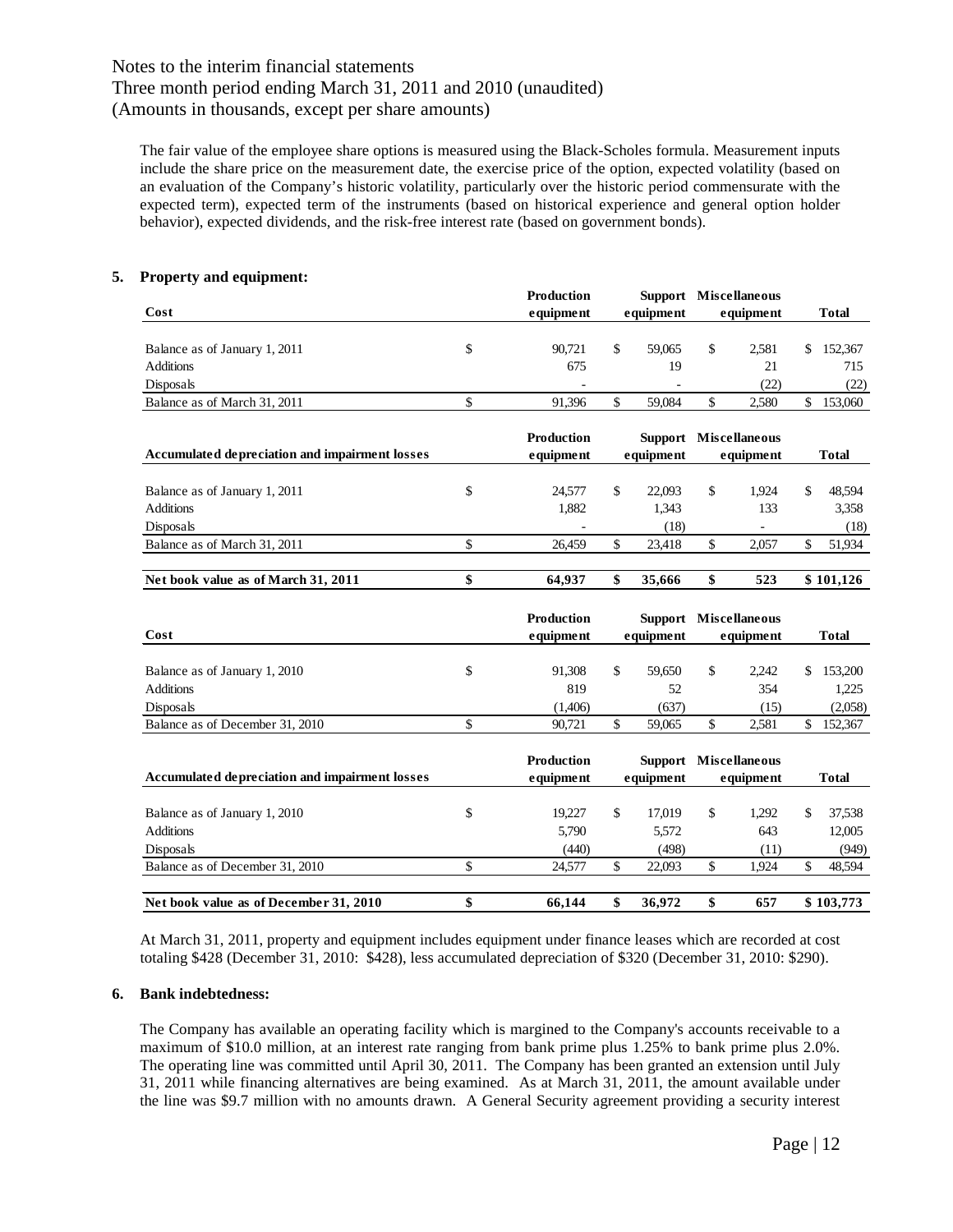Notes to the interim financial statements
Three month period ending March 31, 2011 and 2010 (unaudited)
(Amounts in thousands, except per share amounts)

The fair value of the employee share options is measured using the Black-Scholes formula. Measurement inputs include the share price on the measurement date, the exercise price of the option, expected volatility (based on an evaluation of the Company's historic volatility, particularly over the historic period commensurate with the expected term), expected term of the instruments (based on historical experience and general option holder behavior), expected dividends, and the risk-free interest rate (based on government bonds).

## 5. Property and equipment:

| Cost | Production equipment | Support equipment | Miscellaneous equipment | Total |
|---|---|---|---|---|
| Balance as of January 1, 2011 | $ 90,721 | $ 59,065 | $ 2,581 | $ 152,367 |
| Additions | 675 | 19 | 21 | 715 |
| Disposals | - | - | (22) | (22) |
| Balance as of March 31, 2011 | $ 91,396 | $ 59,084 | $ 2,580 | $ 153,060 |

| Accumulated depreciation and impairment losses | Production equipment | Support equipment | Miscellaneous equipment | Total |
|---|---|---|---|---|
| Balance as of January 1, 2011 | $ 24,577 | $ 22,093 | $ 1,924 | $ 48,594 |
| Additions | 1,882 | 1,343 | 133 | 3,358 |
| Disposals | - | (18) | - | (18) |
| Balance as of March 31, 2011 | $ 26,459 | $ 23,418 | $ 2,057 | $ 51,934 |
| **Net book value as of March 31, 2011** | **$ 64,937** | **$ 35,666** | **$ 523** | **$ 101,126** |

| Cost | Production equipment | Support equipment | Miscellaneous equipment | Total |
|---|---|---|---|---|
| Balance as of January 1, 2010 | $ 91,308 | $ 59,650 | $ 2,242 | $ 153,200 |
| Additions | 819 | 52 | 354 | 1,225 |
| Disposals | (1,406) | (637) | (15) | (2,058) |
| Balance as of December 31, 2010 | $ 90,721 | $ 59,065 | $ 2,581 | $ 152,367 |

| Accumulated depreciation and impairment losses | Production equipment | Support equipment | Miscellaneous equipment | Total |
|---|---|---|---|---|
| Balance as of January 1, 2010 | $ 19,227 | $ 17,019 | $ 1,292 | $ 37,538 |
| Additions | 5,790 | 5,572 | 643 | 12,005 |
| Disposals | (440) | (498) | (11) | (949) |
| Balance as of December 31, 2010 | $ 24,577 | $ 22,093 | $ 1,924 | $ 48,594 |
| **Net book value as of December 31, 2010** | **$ 66,144** | **$ 36,972** | **$ 657** | **$ 103,773** |

At March 31, 2011, property and equipment includes equipment under finance leases which are recorded at cost totaling $428 (December 31, 2010: $428), less accumulated depreciation of $320 (December 31, 2010: $290).

## 6. Bank indebtedness:

The Company has available an operating facility which is margined to the Company's accounts receivable to a maximum of $10.0 million, at an interest rate ranging from bank prime plus 1.25% to bank prime plus 2.0%. The operating line was committed until April 30, 2011. The Company has been granted an extension until July 31, 2011 while financing alternatives are being examined. As at March 31, 2011, the amount available under the line was $9.7 million with no amounts drawn. A General Security agreement providing a security interest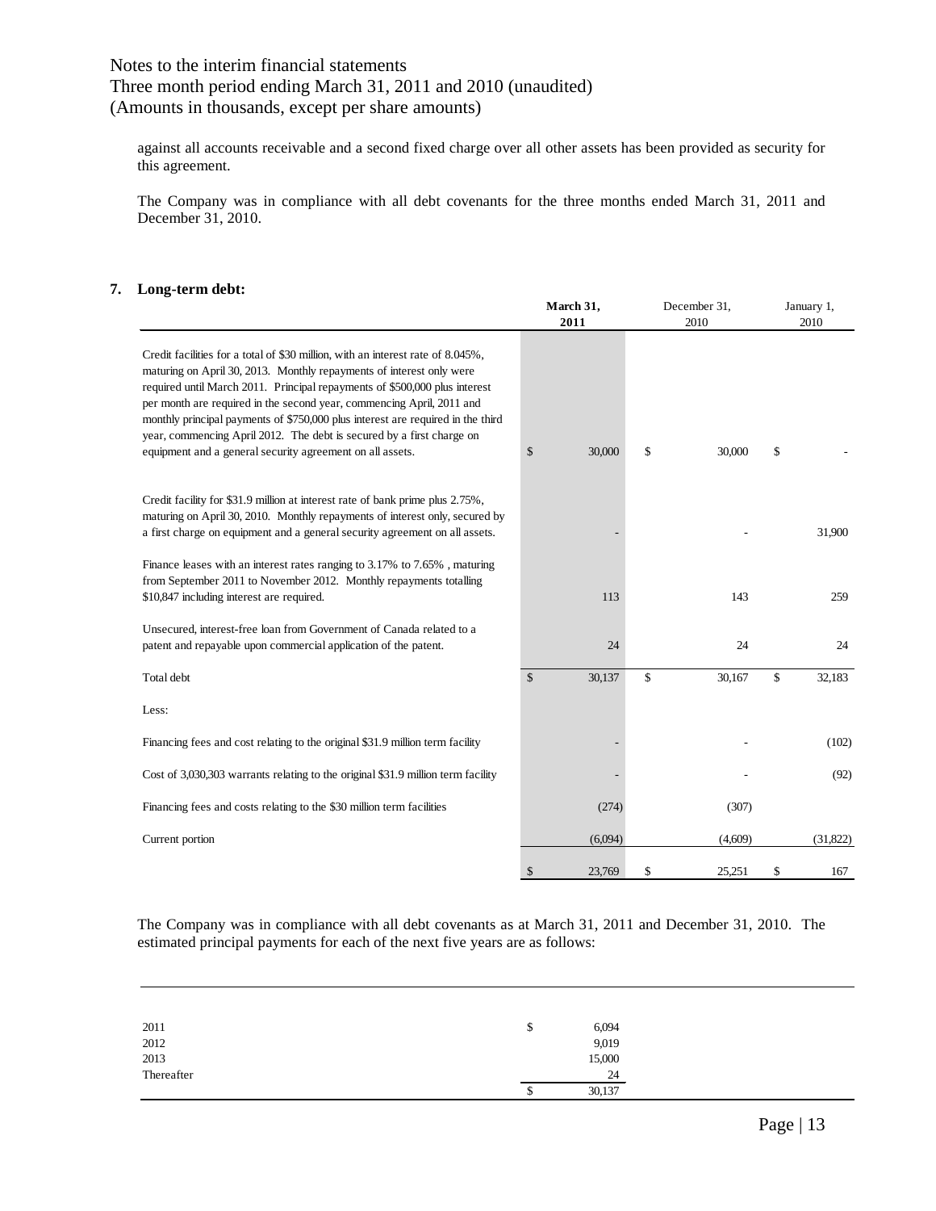against all accounts receivable and a second fixed charge over all other assets has been provided as security for this agreement.

The Company was in compliance with all debt covenants for the three months ended March 31, 2011 and December 31, 2010.

## 7. Long-term debt:

| | March 31, 2011 | December 31, 2010 | January 1, 2010 |
|---|---|---|---|
| Credit facilities for a total of $30 million, with an interest rate of 8.045%, maturing on April 30, 2013. Monthly repayments of interest only were required until March 2011. Principal repayments of $500,000 plus interest per month are required in the second year, commencing April, 2011 and monthly principal payments of $750,000 plus interest are required in the third year, commencing April 2012. The debt is secured by a first charge on equipment and a general security agreement on all assets. | $ 30,000 | $ 30,000 | $ - |
| Credit facility for $31.9 million at interest rate of bank prime plus 2.75%, maturing on April 30, 2010. Monthly repayments of interest only, secured by a first charge on equipment and a general security agreement on all assets. | - | - | 31,900 |
| Finance leases with an interest rates ranging to 3.17% to 7.65% , maturing from September 2011 to November 2012. Monthly repayments totalling $10,847 including interest are required. | 113 | 143 | 259 |
| Unsecured, interest-free loan from Government of Canada related to a patent and repayable upon commercial application of the patent. | 24 | 24 | 24 |
| Total debt | $ 30,137 | $ 30,167 | $ 32,183 |
| Less: | | | |
| Financing fees and cost relating to the original $31.9 million term facility | - | - | (102) |
| Cost of 3,030,303 warrants relating to the original $31.9 million term facility | - | - | (92) |
| Financing fees and costs relating to the $30 million term facilities | (274) | (307) | |
| Current portion | (6,094) | (4,609) | (31,822) |
| | $ 23,769 | $ 25,251 | $ 167 |

The Company was in compliance with all debt covenants as at March 31, 2011 and December 31, 2010. The estimated principal payments for each of the next five years are as follows:

| | |
|---|---|
| 2011 | $ 6,094 |
| 2012 | 9,019 |
| 2013 | 15,000 |
| Thereafter | 24 |
| | $ 30,137 |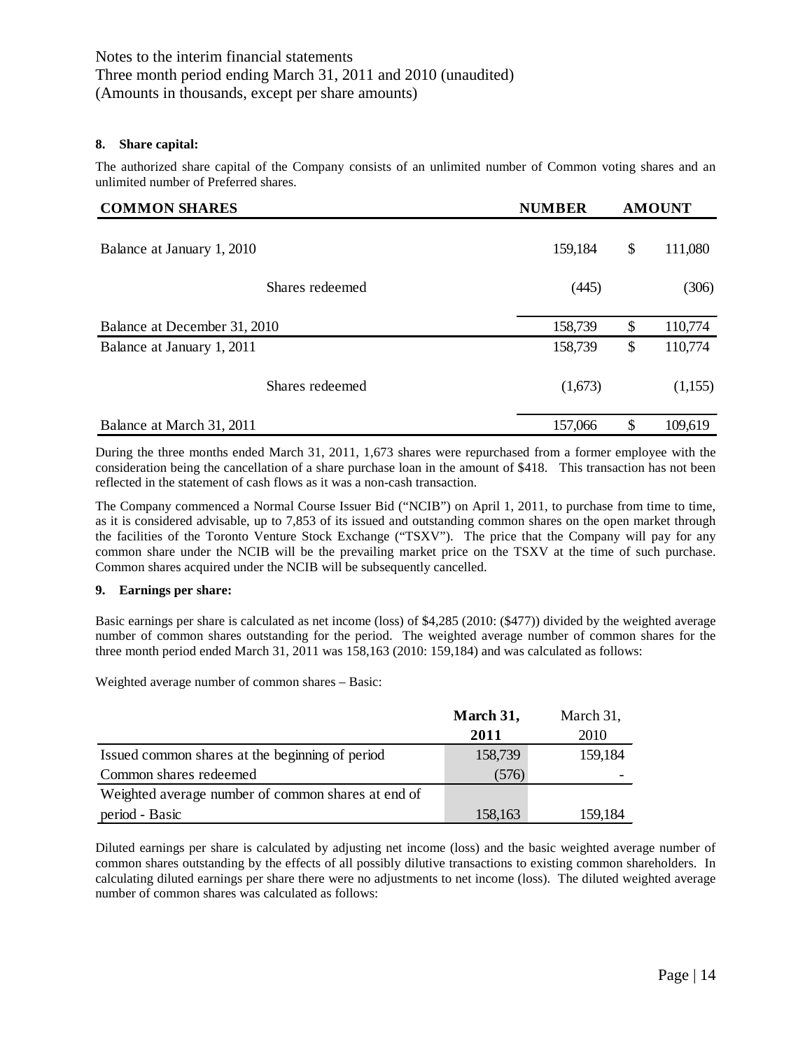**8. Share capital:**

The authorized share capital of the Company consists of an unlimited number of Common voting shares and an unlimited number of Preferred shares.

| COMMON SHARES | NUMBER | AMOUNT |
|---|---|---|
| Balance at January 1, 2010 | 159,184 | $ 111,080 |
| Shares redeemed | (445) | (306) |
| Balance at December 31, 2010 | 158,739 | $ 110,774 |
| Balance at January 1, 2011 | 158,739 | $ 110,774 |
| Shares redeemed | (1,673) | (1,155) |
| Balance at March 31, 2011 | 157,066 | $ 109,619 |

During the three months ended March 31, 2011, 1,673 shares were repurchased from a former employee with the consideration being the cancellation of a share purchase loan in the amount of $418. This transaction has not been reflected in the statement of cash flows as it was a non-cash transaction.

The Company commenced a Normal Course Issuer Bid ("NCIB") on April 1, 2011, to purchase from time to time, as it is considered advisable, up to 7,853 of its issued and outstanding common shares on the open market through the facilities of the Toronto Venture Stock Exchange ("TSXV"). The price that the Company will pay for any common share under the NCIB will be the prevailing market price on the TSXV at the time of such purchase. Common shares acquired under the NCIB will be subsequently cancelled.

**9. Earnings per share:**

Basic earnings per share is calculated as net income (loss) of $4,285 (2010: ($477)) divided by the weighted average number of common shares outstanding for the period. The weighted average number of common shares for the three month period ended March 31, 2011 was 158,163 (2010: 159,184) and was calculated as follows:

Weighted average number of common shares – Basic:

| | **March 31, 2011** | March 31, 2010 |
|---|---|---|
| Issued common shares at the beginning of period | 158,739 | 159,184 |
| Common shares redeemed | (576) | - |
| Weighted average number of common shares at end of period - Basic | 158,163 | 159,184 |

Diluted earnings per share is calculated by adjusting net income (loss) and the basic weighted average number of common shares outstanding by the effects of all possibly dilutive transactions to existing common shareholders. In calculating diluted earnings per share there were no adjustments to net income (loss). The diluted weighted average number of common shares was calculated as follows: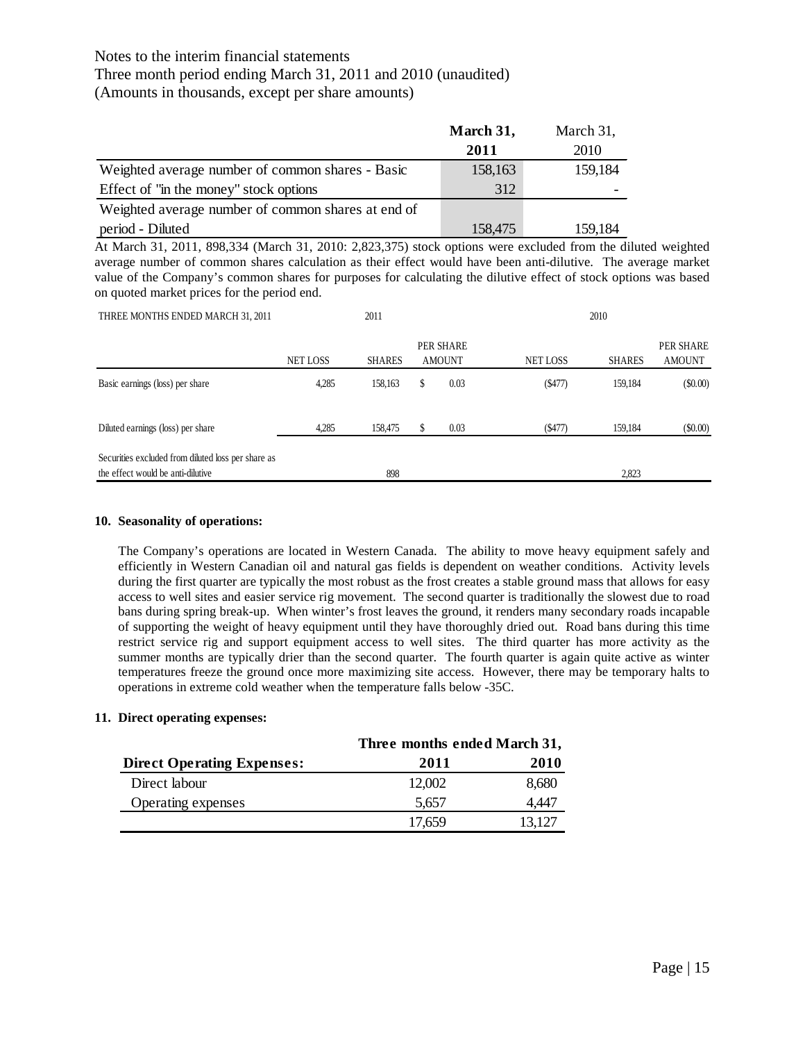Notes to the interim financial statements
Three month period ending March 31, 2011 and 2010 (unaudited)
(Amounts in thousands, except per share amounts)

| | **March 31, 2011** | March 31, 2010 |
|---|---|---|
| Weighted average number of common shares - Basic | 158,163 | 159,184 |
| Effect of "in the money" stock options | 312 | - |
| Weighted average number of common shares at end of period - Diluted | 158,475 | 159,184 |

At March 31, 2011, 898,334 (March 31, 2010: 2,823,375) stock options were excluded from the diluted weighted average number of common shares calculation as their effect would have been anti-dilutive. The average market value of the Company's common shares for purposes for calculating the dilutive effect of stock options was based on quoted market prices for the period end.

| THREE MONTHS ENDED MARCH 31, 2011 | 2011 | | | 2010 | | |
|---|---|---|---|---|---|---|
| | NET LOSS | SHARES | PER SHARE AMOUNT | NET LOSS | SHARES | PER SHARE AMOUNT |
| Basic earnings (loss) per share | 4,285 | 158,163 | $ 0.03 | ($477) | 159,184 | ($0.00) |
| Diluted earnings (loss) per share | 4,285 | 158,475 | $ 0.03 | ($477) | 159,184 | ($0.00) |
| Securities excluded from diluted loss per share as the effect would be anti-dilutive | | 898 | | | 2,823 | |

**10. Seasonality of operations:**

The Company's operations are located in Western Canada. The ability to move heavy equipment safely and efficiently in Western Canadian oil and natural gas fields is dependent on weather conditions. Activity levels during the first quarter are typically the most robust as the frost creates a stable ground mass that allows for easy access to well sites and easier service rig movement. The second quarter is traditionally the slowest due to road bans during spring break-up. When winter's frost leaves the ground, it renders many secondary roads incapable of supporting the weight of heavy equipment until they have thoroughly dried out. Road bans during this time restrict service rig and support equipment access to well sites. The third quarter has more activity as the summer months are typically drier than the second quarter. The fourth quarter is again quite active as winter temperatures freeze the ground once more maximizing site access. However, there may be temporary halts to operations in extreme cold weather when the temperature falls below -35C.

**11. Direct operating expenses:**

| | **Three months ended March 31,** | |
|---|---|---|
| **Direct Operating Expenses:** | **2011** | **2010** |
| Direct labour | 12,002 | 8,680 |
| Operating expenses | 5,657 | 4,447 |
| | 17,659 | 13,127 |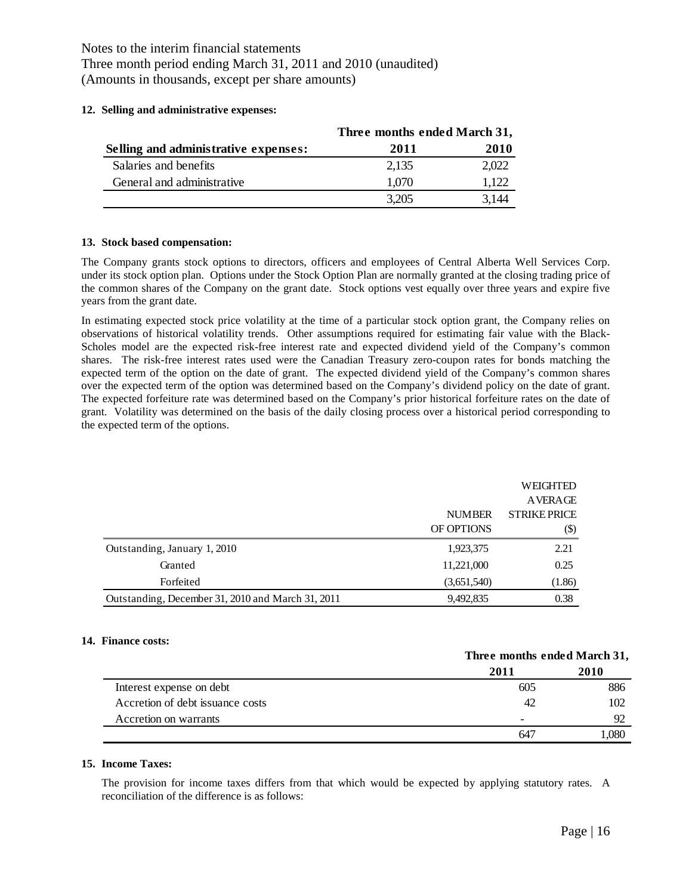Notes to the interim financial statements
Three month period ending March 31, 2011 and 2010 (unaudited)
(Amounts in thousands, except per share amounts)

**12. Selling and administrative expenses:**

| | Three months ended March 31, | |
|---|---|---|
| **Selling and administrative expenses:** | **2011** | **2010** |
| Salaries and benefits | 2,135 | 2,022 |
| General and administrative | 1,070 | 1,122 |
| | 3,205 | 3,144 |

**13. Stock based compensation:**

The Company grants stock options to directors, officers and employees of Central Alberta Well Services Corp. under its stock option plan. Options under the Stock Option Plan are normally granted at the closing trading price of the common shares of the Company on the grant date. Stock options vest equally over three years and expire five years from the grant date.

In estimating expected stock price volatility at the time of a particular stock option grant, the Company relies on observations of historical volatility trends. Other assumptions required for estimating fair value with the Black-Scholes model are the expected risk-free interest rate and expected dividend yield of the Company's common shares. The risk-free interest rates used were the Canadian Treasury zero-coupon rates for bonds matching the expected term of the option on the date of grant. The expected dividend yield of the Company's common shares over the expected term of the option was determined based on the Company's dividend policy on the date of grant. The expected forfeiture rate was determined based on the Company's prior historical forfeiture rates on the date of grant. Volatility was determined on the basis of the daily closing process over a historical period corresponding to the expected term of the options.

| | NUMBER OF OPTIONS | WEIGHTED AVERAGE STRIKE PRICE ($) |
|---|---|---|
| Outstanding, January 1, 2010 | 1,923,375 | 2.21 |
| Granted | 11,221,000 | 0.25 |
| Forfeited | (3,651,540) | (1.86) |
| Outstanding, December 31, 2010 and March 31, 2011 | 9,492,835 | 0.38 |

**14. Finance costs:**

| | Three months ended March 31, | |
|---|---|---|
| | **2011** | **2010** |
| Interest expense on debt | 605 | 886 |
| Accretion of debt issuance costs | 42 | 102 |
| Accretion on warrants | - | 92 |
| | 647 | 1,080 |

**15. Income Taxes:**

The provision for income taxes differs from that which would be expected by applying statutory rates. A reconciliation of the difference is as follows: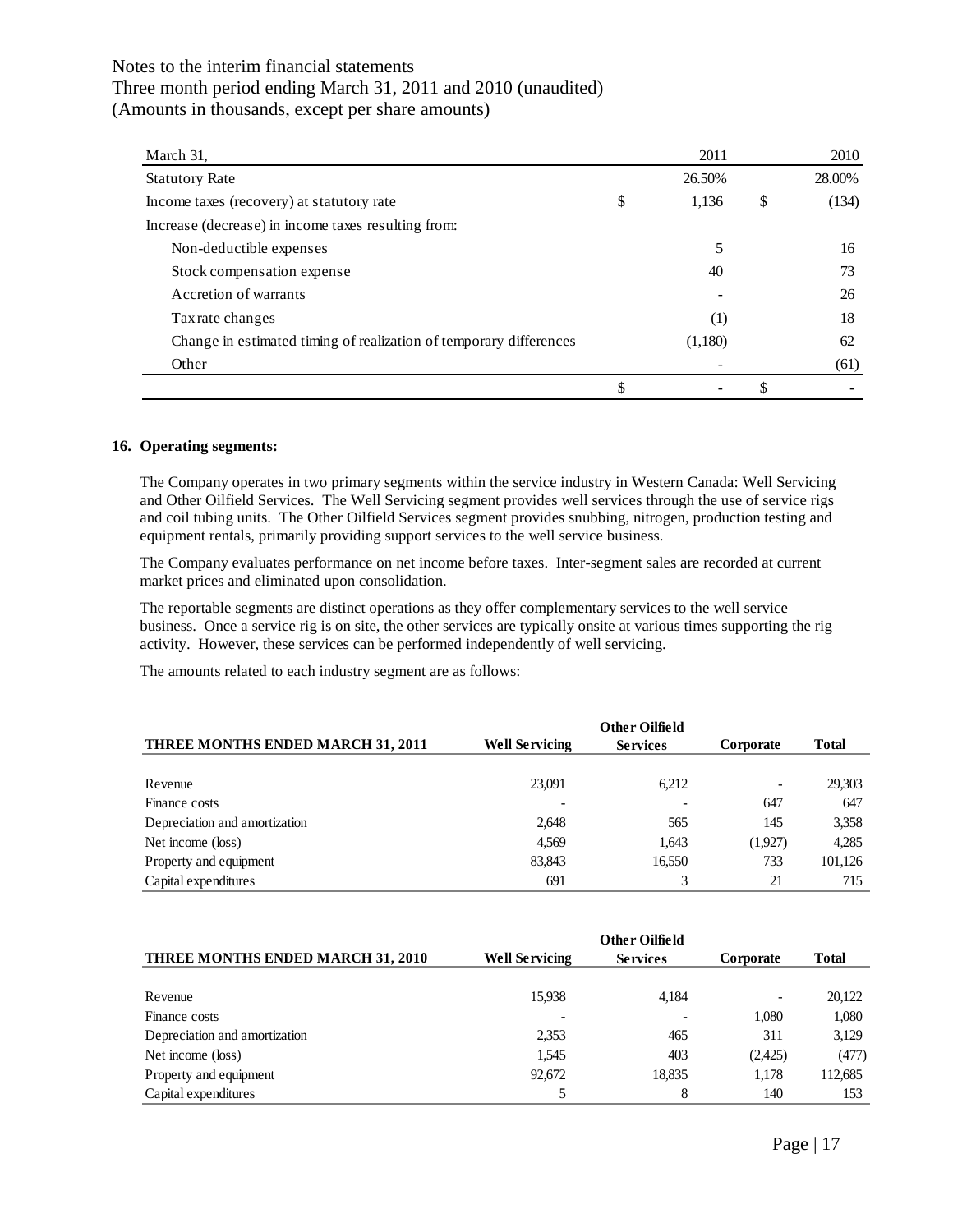Notes to the interim financial statements
Three month period ending March 31, 2011 and 2010 (unaudited)
(Amounts in thousands, except per share amounts)

| March 31, | 2011 | 2010 |
|---|---|---|
| Statutory Rate | 26.50% | 28.00% |
| Income taxes (recovery) at statutory rate | $ 1,136 | $ (134) |
| Increase (decrease) in income taxes resulting from: | | |
| Non-deductible expenses | 5 | 16 |
| Stock compensation expense | 40 | 73 |
| Accretion of warrants | - | 26 |
| Tax rate changes | (1) | 18 |
| Change in estimated timing of realization of temporary differences | (1,180) | 62 |
| Other | - | (61) |
| | $ - | $ - |

**16. Operating segments:**

The Company operates in two primary segments within the service industry in Western Canada: Well Servicing and Other Oilfield Services. The Well Servicing segment provides well services through the use of service rigs and coil tubing units. The Other Oilfield Services segment provides snubbing, nitrogen, production testing and equipment rentals, primarily providing support services to the well service business.

The Company evaluates performance on net income before taxes. Inter-segment sales are recorded at current market prices and eliminated upon consolidation.

The reportable segments are distinct operations as they offer complementary services to the well service business. Once a service rig is on site, the other services are typically onsite at various times supporting the rig activity. However, these services can be performed independently of well servicing.

The amounts related to each industry segment are as follows:

| THREE MONTHS ENDED MARCH 31, 2011 | Well Servicing | Other Oilfield Services | Corporate | Total |
|---|---|---|---|---|
| Revenue | 23,091 | 6,212 | - | 29,303 |
| Finance costs | - | - | 647 | 647 |
| Depreciation and amortization | 2,648 | 565 | 145 | 3,358 |
| Net income (loss) | 4,569 | 1,643 | (1,927) | 4,285 |
| Property and equipment | 83,843 | 16,550 | 733 | 101,126 |
| Capital expenditures | 691 | 3 | 21 | 715 |

| THREE MONTHS ENDED MARCH 31, 2010 | Well Servicing | Other Oilfield Services | Corporate | Total |
|---|---|---|---|---|
| Revenue | 15,938 | 4,184 | - | 20,122 |
| Finance costs | - | - | 1,080 | 1,080 |
| Depreciation and amortization | 2,353 | 465 | 311 | 3,129 |
| Net income (loss) | 1,545 | 403 | (2,425) | (477) |
| Property and equipment | 92,672 | 18,835 | 1,178 | 112,685 |
| Capital expenditures | 5 | 8 | 140 | 153 |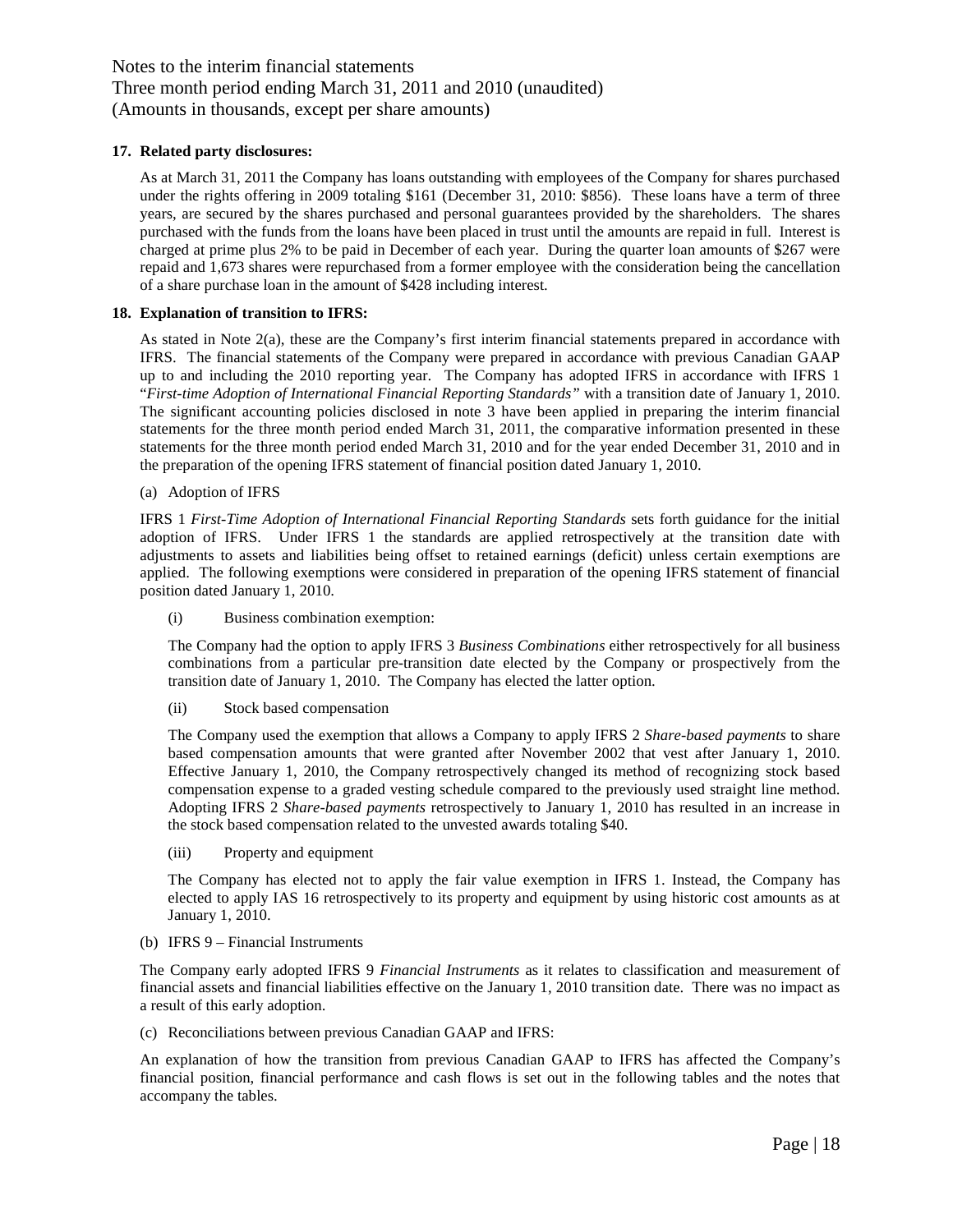**17. Related party disclosures:**

As at March 31, 2011 the Company has loans outstanding with employees of the Company for shares purchased under the rights offering in 2009 totaling $161 (December 31, 2010: $856). These loans have a term of three years, are secured by the shares purchased and personal guarantees provided by the shareholders. The shares purchased with the funds from the loans have been placed in trust until the amounts are repaid in full. Interest is charged at prime plus 2% to be paid in December of each year. During the quarter loan amounts of $267 were repaid and 1,673 shares were repurchased from a former employee with the consideration being the cancellation of a share purchase loan in the amount of $428 including interest.

**18. Explanation of transition to IFRS:**

As stated in Note 2(a), these are the Company's first interim financial statements prepared in accordance with IFRS. The financial statements of the Company were prepared in accordance with previous Canadian GAAP up to and including the 2010 reporting year. The Company has adopted IFRS in accordance with IFRS 1 "*First-time Adoption of International Financial Reporting Standards"* with a transition date of January 1, 2010. The significant accounting policies disclosed in note 3 have been applied in preparing the interim financial statements for the three month period ended March 31, 2011, the comparative information presented in these statements for the three month period ended March 31, 2010 and for the year ended December 31, 2010 and in the preparation of the opening IFRS statement of financial position dated January 1, 2010.

(a) Adoption of IFRS

IFRS 1 *First-Time Adoption of International Financial Reporting Standards* sets forth guidance for the initial adoption of IFRS. Under IFRS 1 the standards are applied retrospectively at the transition date with adjustments to assets and liabilities being offset to retained earnings (deficit) unless certain exemptions are applied. The following exemptions were considered in preparation of the opening IFRS statement of financial position dated January 1, 2010.

(i) Business combination exemption:

The Company had the option to apply IFRS 3 *Business Combinations* either retrospectively for all business combinations from a particular pre-transition date elected by the Company or prospectively from the transition date of January 1, 2010. The Company has elected the latter option.

(ii) Stock based compensation

The Company used the exemption that allows a Company to apply IFRS 2 *Share-based payments* to share based compensation amounts that were granted after November 2002 that vest after January 1, 2010. Effective January 1, 2010, the Company retrospectively changed its method of recognizing stock based compensation expense to a graded vesting schedule compared to the previously used straight line method. Adopting IFRS 2 *Share-based payments* retrospectively to January 1, 2010 has resulted in an increase in the stock based compensation related to the unvested awards totaling $40.

(iii) Property and equipment

The Company has elected not to apply the fair value exemption in IFRS 1. Instead, the Company has elected to apply IAS 16 retrospectively to its property and equipment by using historic cost amounts as at January 1, 2010.

(b) IFRS 9 – Financial Instruments

The Company early adopted IFRS 9 *Financial Instruments* as it relates to classification and measurement of financial assets and financial liabilities effective on the January 1, 2010 transition date. There was no impact as a result of this early adoption.

(c) Reconciliations between previous Canadian GAAP and IFRS:

An explanation of how the transition from previous Canadian GAAP to IFRS has affected the Company's financial position, financial performance and cash flows is set out in the following tables and the notes that accompany the tables.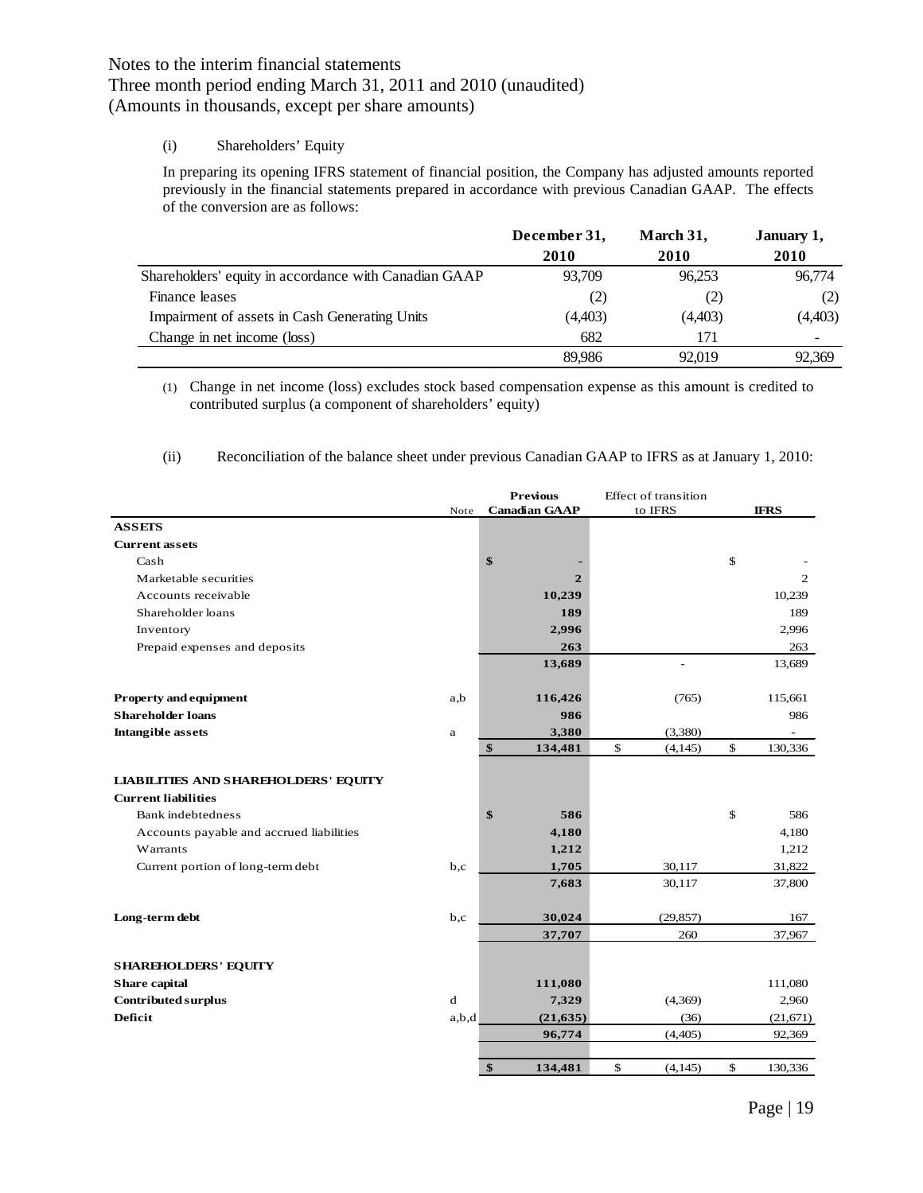Notes to the interim financial statements
Three month period ending March 31, 2011 and 2010 (unaudited)
(Amounts in thousands, except per share amounts)

(i) Shareholders' Equity

In preparing its opening IFRS statement of financial position, the Company has adjusted amounts reported previously in the financial statements prepared in accordance with previous Canadian GAAP. The effects of the conversion are as follows:

| | December 31, 2010 | March 31, 2010 | January 1, 2010 |
|---|---|---|---|
| Shareholders' equity in accordance with Canadian GAAP | 93,709 | 96,253 | 96,774 |
| Finance leases | (2) | (2) | (2) |
| Impairment of assets in Cash Generating Units | (4,403) | (4,403) | (4,403) |
| Change in net income (loss) | 682 | 171 | - |
| | 89,986 | 92,019 | 92,369 |

(1) Change in net income (loss) excludes stock based compensation expense as this amount is credited to contributed surplus (a component of shareholders' equity)

(ii) Reconciliation of the balance sheet under previous Canadian GAAP to IFRS as at January 1, 2010:

| | Note | Previous Canadian GAAP | Effect of transition to IFRS | IFRS |
|---|---|---|---|---|
| **ASSETS** | | | | |
| **Current assets** | | | | |
| Cash | | $ - | | $ - |
| Marketable securities | | 2 | | 2 |
| Accounts receivable | | 10,239 | | 10,239 |
| Shareholder loans | | 189 | | 189 |
| Inventory | | 2,996 | | 2,996 |
| Prepaid expenses and deposits | | 263 | | 263 |
| | | 13,689 | - | 13,689 |
| **Property and equipment** | a,b | 116,426 | (765) | 115,661 |
| **Shareholder loans** | | 986 | | 986 |
| **Intangible assets** | a | 3,380 | (3,380) | - |
| | | $ 134,481 | $ (4,145) | $ 130,336 |
| **LIABILITIES AND SHAREHOLDERS' EQUITY** | | | | |
| **Current liabilities** | | | | |
| Bank indebtedness | | $ 586 | | $ 586 |
| Accounts payable and accrued liabilities | | 4,180 | | 4,180 |
| Warrants | | 1,212 | | 1,212 |
| Current portion of long-term debt | b,c | 1,705 | 30,117 | 31,822 |
| | | 7,683 | 30,117 | 37,800 |
| **Long-term debt** | b,c | 30,024 | (29,857) | 167 |
| | | 37,707 | 260 | 37,967 |
| **SHAREHOLDERS' EQUITY** | | | | |
| **Share capital** | | 111,080 | | 111,080 |
| **Contributed surplus** | d | 7,329 | (4,369) | 2,960 |
| **Deficit** | a,b,d | (21,635) | (36) | (21,671) |
| | | 96,774 | (4,405) | 92,369 |
| | | $ 134,481 | $ (4,145) | $ 130,336 |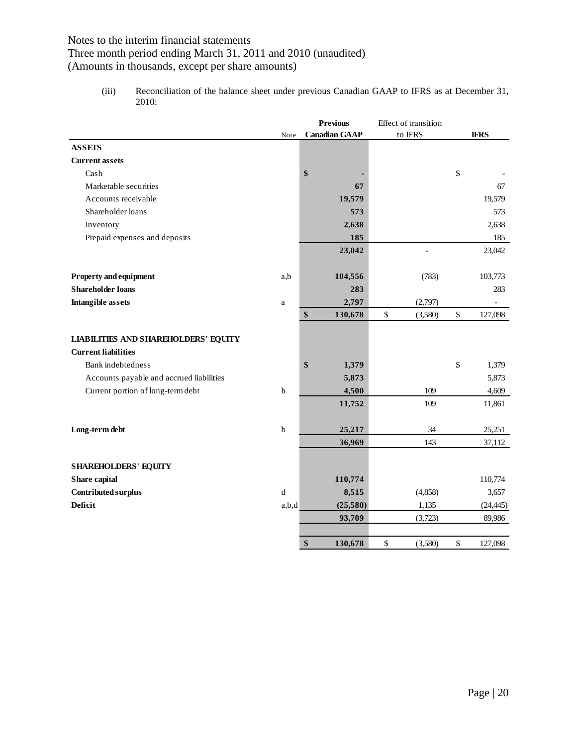Notes to the interim financial statements
Three month period ending March 31, 2011 and 2010 (unaudited)
(Amounts in thousands, except per share amounts)

(iii) Reconciliation of the balance sheet under previous Canadian GAAP to IFRS as at December 31, 2010:

| | Note | Previous Canadian GAAP | Effect of transition to IFRS | IFRS |
|---|---|---|---|---|
| **ASSETS** | | | | |
| **Current assets** | | | | |
| Cash | | $ - | | $ - |
| Marketable securities | | 67 | | 67 |
| Accounts receivable | | 19,579 | | 19,579 |
| Shareholder loans | | 573 | | 573 |
| Inventory | | 2,638 | | 2,638 |
| Prepaid expenses and deposits | | 185 | | 185 |
| | | 23,042 | - | 23,042 |
| **Property and equipment** | a,b | 104,556 | (783) | 103,773 |
| **Shareholder loans** | | 283 | | 283 |
| **Intangible assets** | a | 2,797 | (2,797) | - |
| | | $ 130,678 | $ (3,580) | $ 127,098 |
| **LIABILITIES AND SHAREHOLDERS' EQUITY** | | | | |
| **Current liabilities** | | | | |
| Bank indebtedness | | $ 1,379 | | $ 1,379 |
| Accounts payable and accrued liabilities | | 5,873 | | 5,873 |
| Current portion of long-term debt | b | 4,500 | 109 | 4,609 |
| | | 11,752 | 109 | 11,861 |
| **Long-term debt** | b | 25,217 | 34 | 25,251 |
| | | 36,969 | 143 | 37,112 |
| **SHAREHOLDERS' EQUITY** | | | | |
| **Share capital** | | 110,774 | | 110,774 |
| **Contributed surplus** | d | 8,515 | (4,858) | 3,657 |
| **Deficit** | a,b,d | (25,580) | 1,135 | (24,445) |
| | | 93,709 | (3,723) | 89,986 |
| | | $ 130,678 | $ (3,580) | $ 127,098 |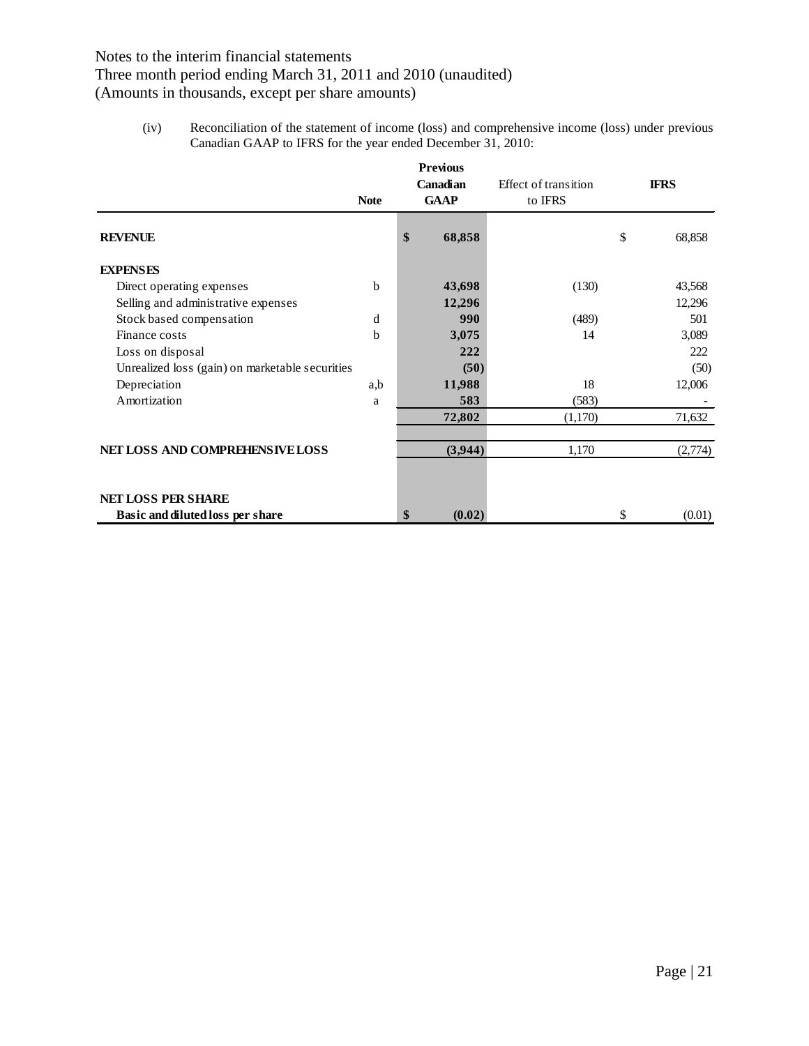Notes to the interim financial statements
Three month period ending March 31, 2011 and 2010 (unaudited)
(Amounts in thousands, except per share amounts)

(iv) Reconciliation of the statement of income (loss) and comprehensive income (loss) under previous Canadian GAAP to IFRS for the year ended December 31, 2010:

| | Note | Previous Canadian GAAP | Effect of transition to IFRS | IFRS |
|---|---|---|---|---|
| **REVENUE** | | **$ 68,858** | | $ 68,858 |
| **EXPENSES** | | | | |
| Direct operating expenses | b | **43,698** | (130) | 43,568 |
| Selling and administrative expenses | | **12,296** | | 12,296 |
| Stock based compensation | d | **990** | (489) | 501 |
| Finance costs | b | **3,075** | 14 | 3,089 |
| Loss on disposal | | **222** | | 222 |
| Unrealized loss (gain) on marketable securities | | **(50)** | | (50) |
| Depreciation | a,b | **11,988** | 18 | 12,006 |
| Amortization | a | **583** | (583) | - |
| | | **72,802** | (1,170) | 71,632 |
| **NET LOSS AND COMPREHENSIVE LOSS** | | **(3,944)** | 1,170 | (2,774) |
| **NET LOSS PER SHARE** | | | | |
| **Basic and diluted loss per share** | | **$ (0.02)** | | $ (0.01) |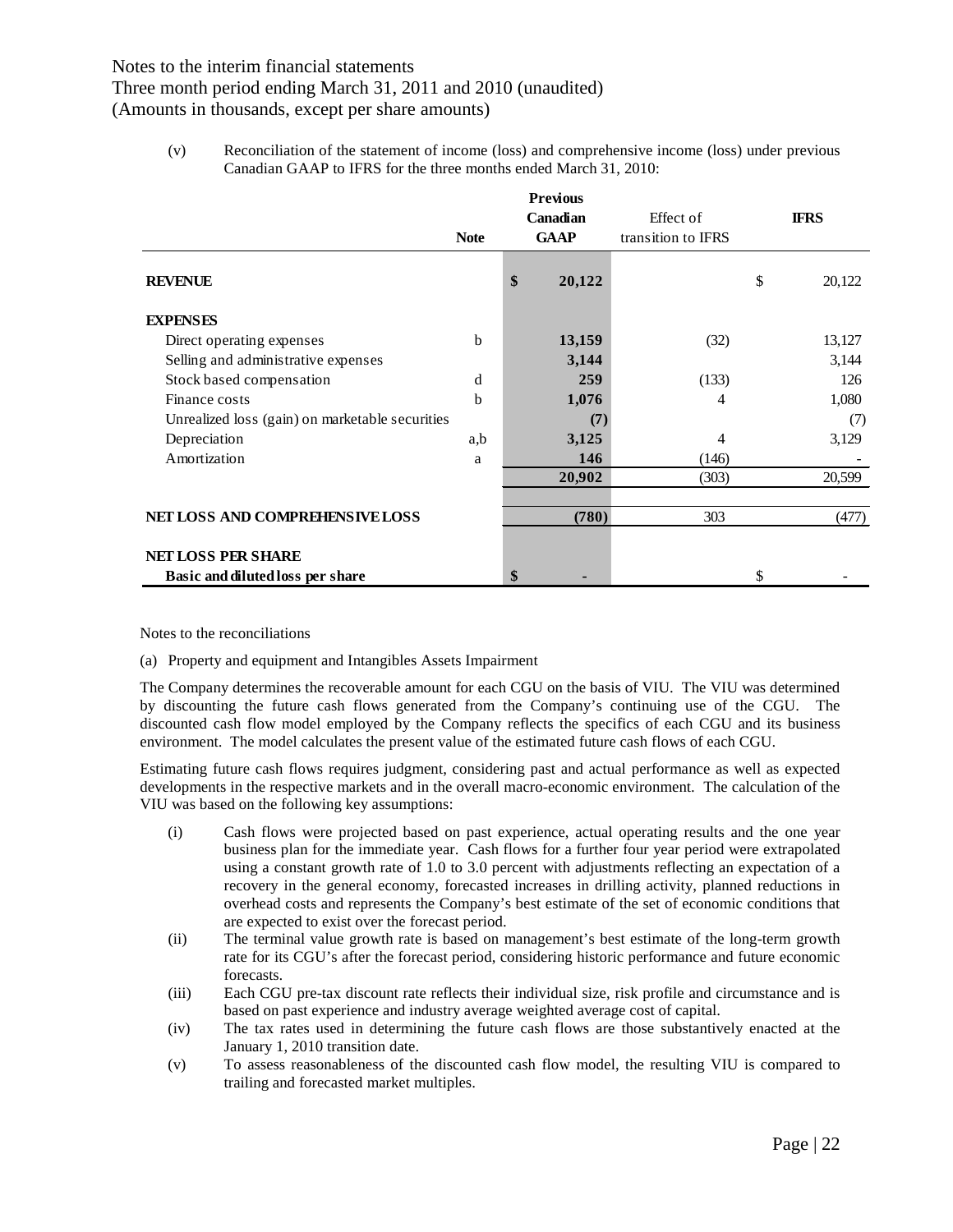(v) Reconciliation of the statement of income (loss) and comprehensive income (loss) under previous Canadian GAAP to IFRS for the three months ended March 31, 2010:

| | Note | Previous Canadian GAAP | Effect of transition to IFRS | IFRS |
|---|---|---|---|---|
| **REVENUE** | | **$ 20,122** | | $ 20,122 |
| **EXPENSES** | | | | |
| Direct operating expenses | b | **13,159** | (32) | 13,127 |
| Selling and administrative expenses | | **3,144** | | 3,144 |
| Stock based compensation | d | **259** | (133) | 126 |
| Finance costs | b | **1,076** | 4 | 1,080 |
| Unrealized loss (gain) on marketable securities | | **(7)** | | (7) |
| Depreciation | a,b | **3,125** | 4 | 3,129 |
| Amortization | a | **146** | (146) | - |
| | | **20,902** | (303) | 20,599 |
| **NET LOSS AND COMPREHENSIVE LOSS** | | **(780)** | 303 | (477) |
| **NET LOSS PER SHARE** | | | | |
| **Basic and diluted loss per share** | | **$ -** | | $ - |

Notes to the reconciliations

(a) Property and equipment and Intangibles Assets Impairment

The Company determines the recoverable amount for each CGU on the basis of VIU. The VIU was determined by discounting the future cash flows generated from the Company's continuing use of the CGU. The discounted cash flow model employed by the Company reflects the specifics of each CGU and its business environment. The model calculates the present value of the estimated future cash flows of each CGU.

Estimating future cash flows requires judgment, considering past and actual performance as well as expected developments in the respective markets and in the overall macro-economic environment. The calculation of the VIU was based on the following key assumptions:

(i) Cash flows were projected based on past experience, actual operating results and the one year business plan for the immediate year. Cash flows for a further four year period were extrapolated using a constant growth rate of 1.0 to 3.0 percent with adjustments reflecting an expectation of a recovery in the general economy, forecasted increases in drilling activity, planned reductions in overhead costs and represents the Company's best estimate of the set of economic conditions that are expected to exist over the forecast period.

(ii) The terminal value growth rate is based on management's best estimate of the long-term growth rate for its CGU's after the forecast period, considering historic performance and future economic forecasts.

(iii) Each CGU pre-tax discount rate reflects their individual size, risk profile and circumstance and is based on past experience and industry average weighted average cost of capital.

(iv) The tax rates used in determining the future cash flows are those substantively enacted at the January 1, 2010 transition date.

(v) To assess reasonableness of the discounted cash flow model, the resulting VIU is compared to trailing and forecasted market multiples.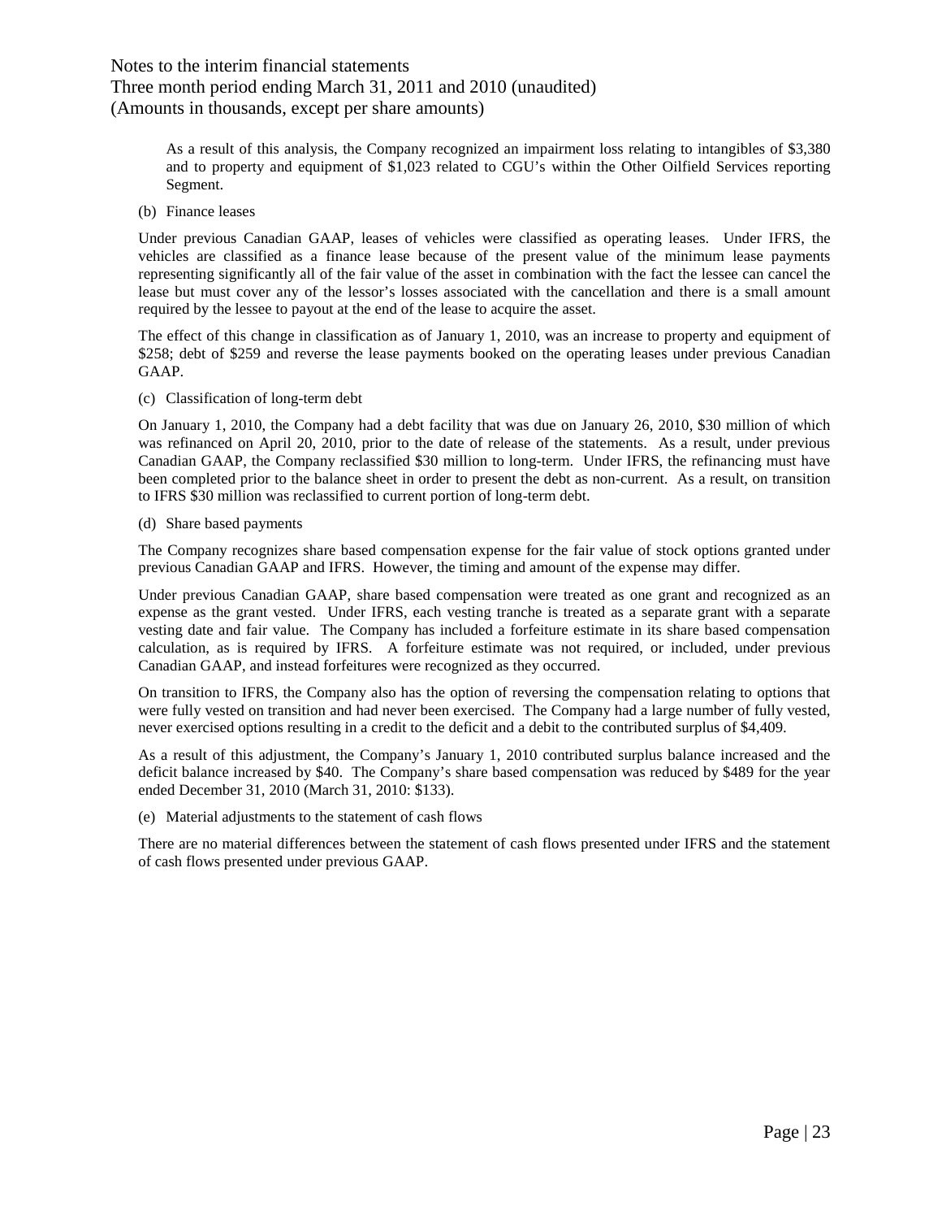As a result of this analysis, the Company recognized an impairment loss relating to intangibles of $3,380 and to property and equipment of $1,023 related to CGU's within the Other Oilfield Services reporting Segment.

(b) Finance leases

Under previous Canadian GAAP, leases of vehicles were classified as operating leases. Under IFRS, the vehicles are classified as a finance lease because of the present value of the minimum lease payments representing significantly all of the fair value of the asset in combination with the fact the lessee can cancel the lease but must cover any of the lessor's losses associated with the cancellation and there is a small amount required by the lessee to payout at the end of the lease to acquire the asset.

The effect of this change in classification as of January 1, 2010, was an increase to property and equipment of $258; debt of $259 and reverse the lease payments booked on the operating leases under previous Canadian GAAP.

(c) Classification of long-term debt

On January 1, 2010, the Company had a debt facility that was due on January 26, 2010, $30 million of which was refinanced on April 20, 2010, prior to the date of release of the statements. As a result, under previous Canadian GAAP, the Company reclassified $30 million to long-term. Under IFRS, the refinancing must have been completed prior to the balance sheet in order to present the debt as non-current. As a result, on transition to IFRS $30 million was reclassified to current portion of long-term debt.

(d) Share based payments

The Company recognizes share based compensation expense for the fair value of stock options granted under previous Canadian GAAP and IFRS. However, the timing and amount of the expense may differ.

Under previous Canadian GAAP, share based compensation were treated as one grant and recognized as an expense as the grant vested. Under IFRS, each vesting tranche is treated as a separate grant with a separate vesting date and fair value. The Company has included a forfeiture estimate in its share based compensation calculation, as is required by IFRS. A forfeiture estimate was not required, or included, under previous Canadian GAAP, and instead forfeitures were recognized as they occurred.

On transition to IFRS, the Company also has the option of reversing the compensation relating to options that were fully vested on transition and had never been exercised. The Company had a large number of fully vested, never exercised options resulting in a credit to the deficit and a debit to the contributed surplus of $4,409.

As a result of this adjustment, the Company's January 1, 2010 contributed surplus balance increased and the deficit balance increased by $40. The Company's share based compensation was reduced by $489 for the year ended December 31, 2010 (March 31, 2010: $133).

(e) Material adjustments to the statement of cash flows

There are no material differences between the statement of cash flows presented under IFRS and the statement of cash flows presented under previous GAAP.